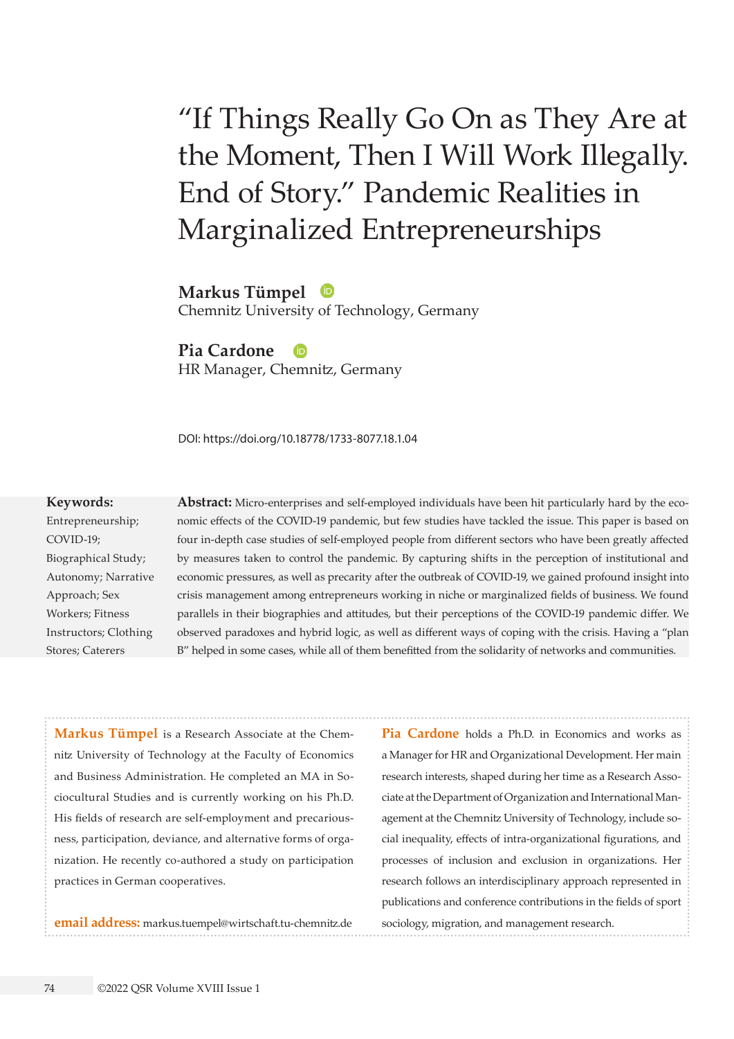# "If Things Really Go On as They Are at the Moment, Then I Will Work Illegally. End of Story." Pandemic Realities in Marginalized Entrepreneurships

**Markus Tümpel**
Chemnitz University of Technology, Germany

**Pia Cardone**
HR Manager, Chemnitz, Germany

DOI: https://doi.org/10.18778/1733-8077.18.1.04

**Keywords:**
Entrepreneurship; COVID-19; Biographical Study; Autonomy; Narrative Approach; Sex Workers; Fitness Instructors; Clothing Stores; Caterers

**Abstract:** Micro-enterprises and self-employed individuals have been hit particularly hard by the economic effects of the COVID-19 pandemic, but few studies have tackled the issue. This paper is based on four in-depth case studies of self-employed people from different sectors who have been greatly affected by measures taken to control the pandemic. By capturing shifts in the perception of institutional and economic pressures, as well as precarity after the outbreak of COVID-19, we gained profound insight into crisis management among entrepreneurs working in niche or marginalized fields of business. We found parallels in their biographies and attitudes, but their perceptions of the COVID-19 pandemic differ. We observed paradoxes and hybrid logic, as well as different ways of coping with the crisis. Having a "plan B" helped in some cases, while all of them benefitted from the solidarity of networks and communities.

**Markus Tümpel** is a Research Associate at the Chemnitz University of Technology at the Faculty of Economics and Business Administration. He completed an MA in Sociocultural Studies and is currently working on his Ph.D. His fields of research are self-employment and precariousness, participation, deviance, and alternative forms of organization. He recently co-authored a study on participation practices in German cooperatives.

**email address:** markus.tuempel@wirtschaft.tu-chemnitz.de

**Pia Cardone** holds a Ph.D. in Economics and works as a Manager for HR and Organizational Development. Her main research interests, shaped during her time as a Research Associate at the Department of Organization and International Management at the Chemnitz University of Technology, include social inequality, effects of intra-organizational figurations, and processes of inclusion and exclusion in organizations. Her research follows an interdisciplinary approach represented in publications and conference contributions in the fields of sport sociology, migration, and management research.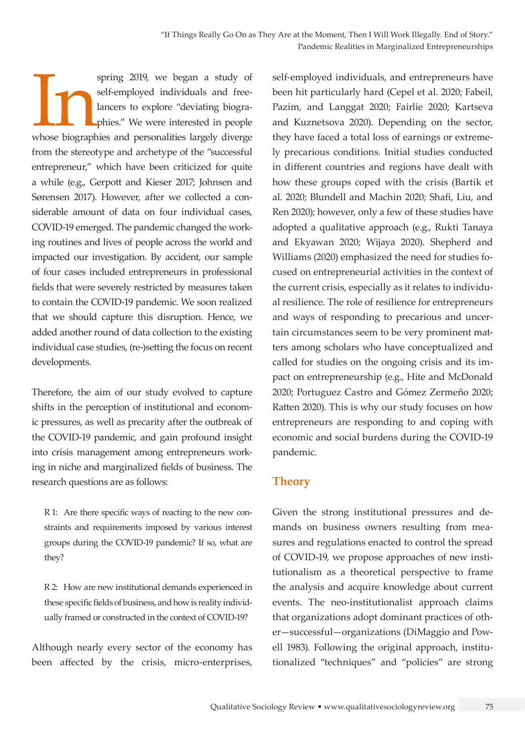In spring 2019, we began a study of self-employed individuals and freelancers to explore "deviating biographies." We were interested in people whose biographies and personalities largely diverge from the stereotype and archetype of the "successful entrepreneur," which have been criticized for quite a while (e.g., Gerpott and Kieser 2017; Johnsen and Sørensen 2017). However, after we collected a considerable amount of data on four individual cases, COVID-19 emerged. The pandemic changed the working routines and lives of people across the world and impacted our investigation. By accident, our sample of four cases included entrepreneurs in professional fields that were severely restricted by measures taken to contain the COVID-19 pandemic. We soon realized that we should capture this disruption. Hence, we added another round of data collection to the existing individual case studies, (re-)setting the focus on recent developments.

Therefore, the aim of our study evolved to capture shifts in the perception of institutional and economic pressures, as well as precarity after the outbreak of the COVID-19 pandemic, and gain profound insight into crisis management among entrepreneurs working in niche and marginalized fields of business. The research questions are as follows:

> R 1: Are there specific ways of reacting to the new constraints and requirements imposed by various interest groups during the COVID-19 pandemic? If so, what are they?
>
> R 2: How are new institutional demands experienced in these specific fields of business, and how is reality individually framed or constructed in the context of COVID-19?

Although nearly every sector of the economy has been affected by the crisis, micro-enterprises, self-employed individuals, and entrepreneurs have been hit particularly hard (Cepel et al. 2020; Fabeil, Pazim, and Langgat 2020; Fairlie 2020; Kartseva and Kuznetsova 2020). Depending on the sector, they have faced a total loss of earnings or extremely precarious conditions. Initial studies conducted in different countries and regions have dealt with how these groups coped with the crisis (Bartik et al. 2020; Blundell and Machin 2020; Shafi, Liu, and Ren 2020); however, only a few of these studies have adopted a qualitative approach (e.g., Rukti Tanaya and Ekyawan 2020; Wijaya 2020). Shepherd and Williams (2020) emphasized the need for studies focused on entrepreneurial activities in the context of the current crisis, especially as it relates to individual resilience. The role of resilience for entrepreneurs and ways of responding to precarious and uncertain circumstances seem to be very prominent matters among scholars who have conceptualized and called for studies on the ongoing crisis and its impact on entrepreneurship (e.g., Hite and McDonald 2020; Portuguez Castro and Gómez Zermeño 2020; Ratten 2020). This is why our study focuses on how entrepreneurs are responding to and coping with economic and social burdens during the COVID-19 pandemic.

## Theory

Given the strong institutional pressures and demands on business owners resulting from measures and regulations enacted to control the spread of COVID-19, we propose approaches of new institutionalism as a theoretical perspective to frame the analysis and acquire knowledge about current events. The neo-institutionalist approach claims that organizations adopt dominant practices of other—successful—organizations (DiMaggio and Powell 1983). Following the original approach, institutionalized "techniques" and "policies" are strong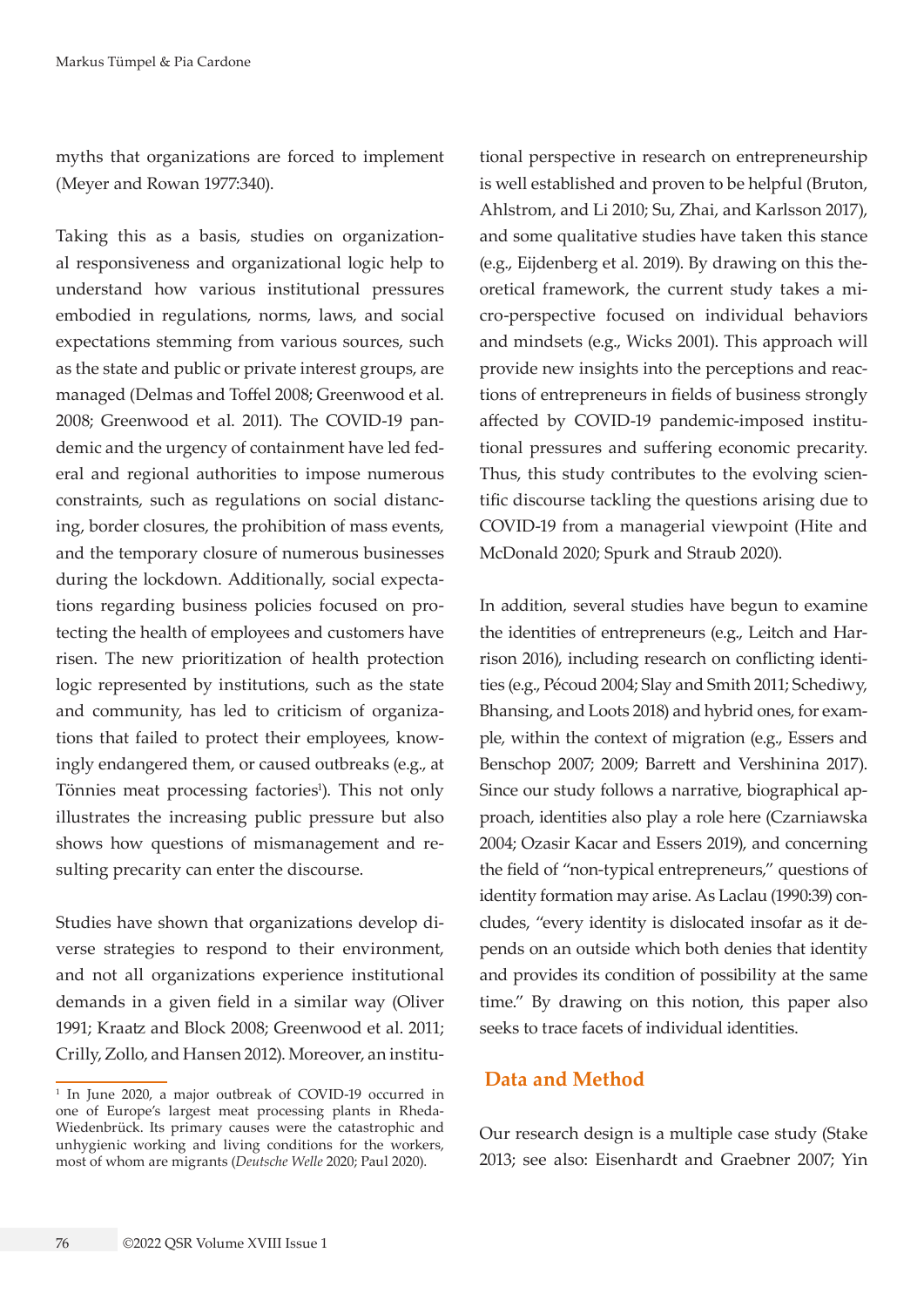myths that organizations are forced to implement (Meyer and Rowan 1977:340).

Taking this as a basis, studies on organizational responsiveness and organizational logic help to understand how various institutional pressures embodied in regulations, norms, laws, and social expectations stemming from various sources, such as the state and public or private interest groups, are managed (Delmas and Toffel 2008; Greenwood et al. 2008; Greenwood et al. 2011). The COVID-19 pandemic and the urgency of containment have led federal and regional authorities to impose numerous constraints, such as regulations on social distancing, border closures, the prohibition of mass events, and the temporary closure of numerous businesses during the lockdown. Additionally, social expectations regarding business policies focused on protecting the health of employees and customers have risen. The new prioritization of health protection logic represented by institutions, such as the state and community, has led to criticism of organizations that failed to protect their employees, knowingly endangered them, or caused outbreaks (e.g., at Tönnies meat processing factories[1]). This not only illustrates the increasing public pressure but also shows how questions of mismanagement and resulting precarity can enter the discourse.

Studies have shown that organizations develop diverse strategies to respond to their environment, and not all organizations experience institutional demands in a given field in a similar way (Oliver 1991; Kraatz and Block 2008; Greenwood et al. 2011; Crilly, Zollo, and Hansen 2012). Moreover, an institutional perspective in research on entrepreneurship is well established and proven to be helpful (Bruton, Ahlstrom, and Li 2010; Su, Zhai, and Karlsson 2017), and some qualitative studies have taken this stance (e.g., Eijdenberg et al. 2019). By drawing on this theoretical framework, the current study takes a micro-perspective focused on individual behaviors and mindsets (e.g., Wicks 2001). This approach will provide new insights into the perceptions and reactions of entrepreneurs in fields of business strongly affected by COVID-19 pandemic-imposed institutional pressures and suffering economic precarity. Thus, this study contributes to the evolving scientific discourse tackling the questions arising due to COVID-19 from a managerial viewpoint (Hite and McDonald 2020; Spurk and Straub 2020).

In addition, several studies have begun to examine the identities of entrepreneurs (e.g., Leitch and Harrison 2016), including research on conflicting identities (e.g., Pécoud 2004; Slay and Smith 2011; Schediwy, Bhansing, and Loots 2018) and hybrid ones, for example, within the context of migration (e.g., Essers and Benschop 2007; 2009; Barrett and Vershinina 2017). Since our study follows a narrative, biographical approach, identities also play a role here (Czarniawska 2004; Ozasir Kacar and Essers 2019), and concerning the field of "non-typical entrepreneurs," questions of identity formation may arise. As Laclau (1990:39) concludes, "every identity is dislocated insofar as it depends on an outside which both denies that identity and provides its condition of possibility at the same time." By drawing on this notion, this paper also seeks to trace facets of individual identities.

## Data and Method

Our research design is a multiple case study (Stake 2013; see also: Eisenhardt and Graebner 2007; Yin

---

[1] In June 2020, a major outbreak of COVID-19 occurred in one of Europe's largest meat processing plants in Rheda-Wiedenbrück. Its primary causes were the catastrophic and unhygienic working and living conditions for the workers, most of whom are migrants (*Deutsche Welle* 2020; Paul 2020).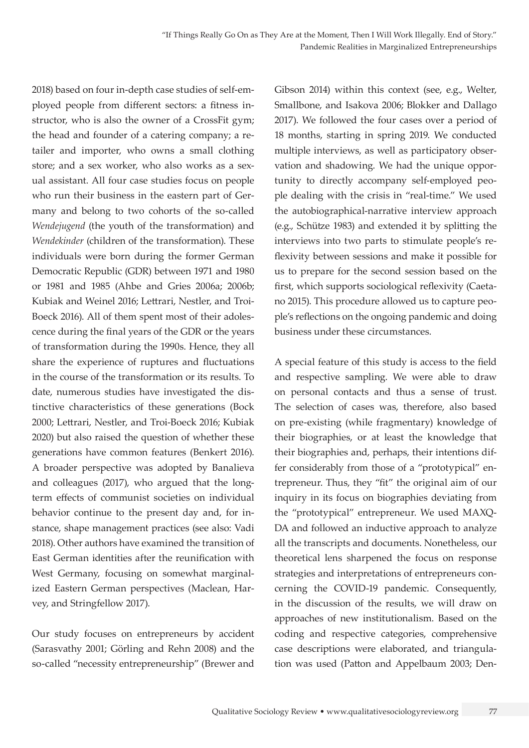2018) based on four in-depth case studies of self-employed people from different sectors: a fitness instructor, who is also the owner of a CrossFit gym; the head and founder of a catering company; a retailer and importer, who owns a small clothing store; and a sex worker, who also works as a sexual assistant. All four case studies focus on people who run their business in the eastern part of Germany and belong to two cohorts of the so-called *Wendejugend* (the youth of the transformation) and *Wendekinder* (children of the transformation). These individuals were born during the former German Democratic Republic (GDR) between 1971 and 1980 or 1981 and 1985 (Ahbe and Gries 2006a; 2006b; Kubiak and Weinel 2016; Lettrari, Nestler, and Troi-Boeck 2016). All of them spent most of their adolescence during the final years of the GDR or the years of transformation during the 1990s. Hence, they all share the experience of ruptures and fluctuations in the course of the transformation or its results. To date, numerous studies have investigated the distinctive characteristics of these generations (Bock 2000; Lettrari, Nestler, and Troi-Boeck 2016; Kubiak 2020) but also raised the question of whether these generations have common features (Benkert 2016). A broader perspective was adopted by Banalieva and colleagues (2017), who argued that the long-term effects of communist societies on individual behavior continue to the present day and, for instance, shape management practices (see also: Vadi 2018). Other authors have examined the transition of East German identities after the reunification with West Germany, focusing on somewhat marginalized Eastern German perspectives (Maclean, Harvey, and Stringfellow 2017).

Our study focuses on entrepreneurs by accident (Sarasvathy 2001; Görling and Rehn 2008) and the so-called "necessity entrepreneurship" (Brewer and Gibson 2014) within this context (see, e.g., Welter, Smallbone, and Isakova 2006; Blokker and Dallago 2017). We followed the four cases over a period of 18 months, starting in spring 2019. We conducted multiple interviews, as well as participatory observation and shadowing. We had the unique opportunity to directly accompany self-employed people dealing with the crisis in "real-time." We used the autobiographical-narrative interview approach (e.g., Schütze 1983) and extended it by splitting the interviews into two parts to stimulate people's reflexivity between sessions and make it possible for us to prepare for the second session based on the first, which supports sociological reflexivity (Caetano 2015). This procedure allowed us to capture people's reflections on the ongoing pandemic and doing business under these circumstances.

A special feature of this study is access to the field and respective sampling. We were able to draw on personal contacts and thus a sense of trust. The selection of cases was, therefore, also based on pre-existing (while fragmentary) knowledge of their biographies, or at least the knowledge that their biographies and, perhaps, their intentions differ considerably from those of a "prototypical" entrepreneur. Thus, they "fit" the original aim of our inquiry in its focus on biographies deviating from the "prototypical" entrepreneur. We used MAXQDA and followed an inductive approach to analyze all the transcripts and documents. Nonetheless, our theoretical lens sharpened the focus on response strategies and interpretations of entrepreneurs concerning the COVID-19 pandemic. Consequently, in the discussion of the results, we will draw on approaches of new institutionalism. Based on the coding and respective categories, comprehensive case descriptions were elaborated, and triangulation was used (Patton and Appelbaum 2003; Den-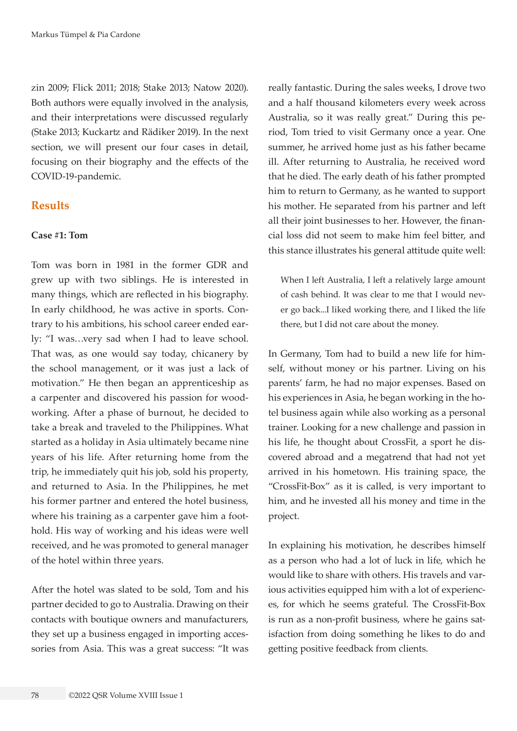zin 2009; Flick 2011; 2018; Stake 2013; Natow 2020). Both authors were equally involved in the analysis, and their interpretations were discussed regularly (Stake 2013; Kuckartz and Rädiker 2019). In the next section, we will present our four cases in detail, focusing on their biography and the effects of the COVID-19-pandemic.

## Results

### Case #1: Tom

Tom was born in 1981 in the former GDR and grew up with two siblings. He is interested in many things, which are reflected in his biography. In early childhood, he was active in sports. Contrary to his ambitions, his school career ended early: "I was…very sad when I had to leave school. That was, as one would say today, chicanery by the school management, or it was just a lack of motivation." He then began an apprenticeship as a carpenter and discovered his passion for woodworking. After a phase of burnout, he decided to take a break and traveled to the Philippines. What started as a holiday in Asia ultimately became nine years of his life. After returning home from the trip, he immediately quit his job, sold his property, and returned to Asia. In the Philippines, he met his former partner and entered the hotel business, where his training as a carpenter gave him a foothold. His way of working and his ideas were well received, and he was promoted to general manager of the hotel within three years.

After the hotel was slated to be sold, Tom and his partner decided to go to Australia. Drawing on their contacts with boutique owners and manufacturers, they set up a business engaged in importing accessories from Asia. This was a great success: "It was really fantastic. During the sales weeks, I drove two and a half thousand kilometers every week across Australia, so it was really great." During this period, Tom tried to visit Germany once a year. One summer, he arrived home just as his father became ill. After returning to Australia, he received word that he died. The early death of his father prompted him to return to Germany, as he wanted to support his mother. He separated from his partner and left all their joint businesses to her. However, the financial loss did not seem to make him feel bitter, and this stance illustrates his general attitude quite well:

> When I left Australia, I left a relatively large amount of cash behind. It was clear to me that I would never go back...I liked working there, and I liked the life there, but I did not care about the money.

In Germany, Tom had to build a new life for himself, without money or his partner. Living on his parents' farm, he had no major expenses. Based on his experiences in Asia, he began working in the hotel business again while also working as a personal trainer. Looking for a new challenge and passion in his life, he thought about CrossFit, a sport he discovered abroad and a megatrend that had not yet arrived in his hometown. His training space, the "CrossFit-Box" as it is called, is very important to him, and he invested all his money and time in the project.

In explaining his motivation, he describes himself as a person who had a lot of luck in life, which he would like to share with others. His travels and various activities equipped him with a lot of experiences, for which he seems grateful. The CrossFit-Box is run as a non-profit business, where he gains satisfaction from doing something he likes to do and getting positive feedback from clients.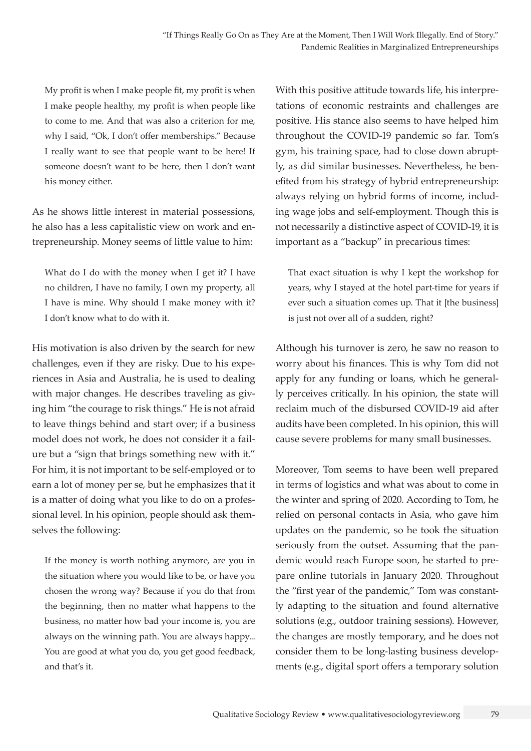> My profit is when I make people fit, my profit is when I make people healthy, my profit is when people like to come to me. And that was also a criterion for me, why I said, "Ok, I don't offer memberships." Because I really want to see that people want to be here! If someone doesn't want to be here, then I don't want his money either.

As he shows little interest in material possessions, he also has a less capitalistic view on work and entrepreneurship. Money seems of little value to him:

> What do I do with the money when I get it? I have no children, I have no family, I own my property, all I have is mine. Why should I make money with it? I don't know what to do with it.

His motivation is also driven by the search for new challenges, even if they are risky. Due to his experiences in Asia and Australia, he is used to dealing with major changes. He describes traveling as giving him "the courage to risk things." He is not afraid to leave things behind and start over; if a business model does not work, he does not consider it a failure but a "sign that brings something new with it." For him, it is not important to be self-employed or to earn a lot of money per se, but he emphasizes that it is a matter of doing what you like to do on a professional level. In his opinion, people should ask themselves the following:

> If the money is worth nothing anymore, are you in the situation where you would like to be, or have you chosen the wrong way? Because if you do that from the beginning, then no matter what happens to the business, no matter how bad your income is, you are always on the winning path. You are always happy... You are good at what you do, you get good feedback, and that's it.

With this positive attitude towards life, his interpretations of economic restraints and challenges are positive. His stance also seems to have helped him throughout the COVID-19 pandemic so far. Tom's gym, his training space, had to close down abruptly, as did similar businesses. Nevertheless, he benefited from his strategy of hybrid entrepreneurship: always relying on hybrid forms of income, including wage jobs and self-employment. Though this is not necessarily a distinctive aspect of COVID-19, it is important as a "backup" in precarious times:

> That exact situation is why I kept the workshop for years, why I stayed at the hotel part-time for years if ever such a situation comes up. That it [the business] is just not over all of a sudden, right?

Although his turnover is zero, he saw no reason to worry about his finances. This is why Tom did not apply for any funding or loans, which he generally perceives critically. In his opinion, the state will reclaim much of the disbursed COVID-19 aid after audits have been completed. In his opinion, this will cause severe problems for many small businesses.

Moreover, Tom seems to have been well prepared in terms of logistics and what was about to come in the winter and spring of 2020. According to Tom, he relied on personal contacts in Asia, who gave him updates on the pandemic, so he took the situation seriously from the outset. Assuming that the pandemic would reach Europe soon, he started to prepare online tutorials in January 2020. Throughout the "first year of the pandemic," Tom was constantly adapting to the situation and found alternative solutions (e.g., outdoor training sessions). However, the changes are mostly temporary, and he does not consider them to be long-lasting business developments (e.g., digital sport offers a temporary solution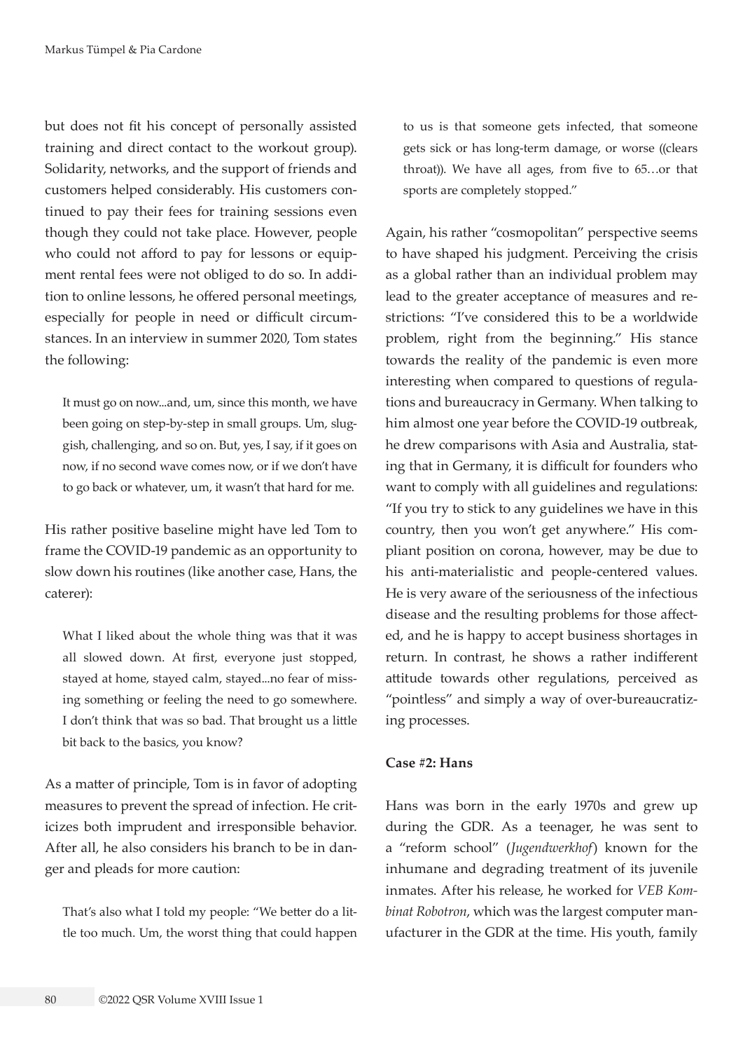but does not fit his concept of personally assisted training and direct contact to the workout group). Solidarity, networks, and the support of friends and customers helped considerably. His customers continued to pay their fees for training sessions even though they could not take place. However, people who could not afford to pay for lessons or equipment rental fees were not obliged to do so. In addition to online lessons, he offered personal meetings, especially for people in need or difficult circumstances. In an interview in summer 2020, Tom states the following:

> It must go on now...and, um, since this month, we have been going on step-by-step in small groups. Um, sluggish, challenging, and so on. But, yes, I say, if it goes on now, if no second wave comes now, or if we don't have to go back or whatever, um, it wasn't that hard for me.

His rather positive baseline might have led Tom to frame the COVID-19 pandemic as an opportunity to slow down his routines (like another case, Hans, the caterer):

> What I liked about the whole thing was that it was all slowed down. At first, everyone just stopped, stayed at home, stayed calm, stayed...no fear of missing something or feeling the need to go somewhere. I don't think that was so bad. That brought us a little bit back to the basics, you know?

As a matter of principle, Tom is in favor of adopting measures to prevent the spread of infection. He criticizes both imprudent and irresponsible behavior. After all, he also considers his branch to be in danger and pleads for more caution:

> That's also what I told my people: "We better do a little too much. Um, the worst thing that could happen to us is that someone gets infected, that someone gets sick or has long-term damage, or worse ((clears throat)). We have all ages, from five to 65…or that sports are completely stopped."

Again, his rather "cosmopolitan" perspective seems to have shaped his judgment. Perceiving the crisis as a global rather than an individual problem may lead to the greater acceptance of measures and restrictions: "I've considered this to be a worldwide problem, right from the beginning." His stance towards the reality of the pandemic is even more interesting when compared to questions of regulations and bureaucracy in Germany. When talking to him almost one year before the COVID-19 outbreak, he drew comparisons with Asia and Australia, stating that in Germany, it is difficult for founders who want to comply with all guidelines and regulations: "If you try to stick to any guidelines we have in this country, then you won't get anywhere." His compliant position on corona, however, may be due to his anti-materialistic and people-centered values. He is very aware of the seriousness of the infectious disease and the resulting problems for those affected, and he is happy to accept business shortages in return. In contrast, he shows a rather indifferent attitude towards other regulations, perceived as "pointless" and simply a way of over-bureaucratizing processes.

**Case #2: Hans**

Hans was born in the early 1970s and grew up during the GDR. As a teenager, he was sent to a "reform school" (*Jugendwerkhof*) known for the inhumane and degrading treatment of its juvenile inmates. After his release, he worked for *VEB Kombinat Robotron*, which was the largest computer manufacturer in the GDR at the time. His youth, family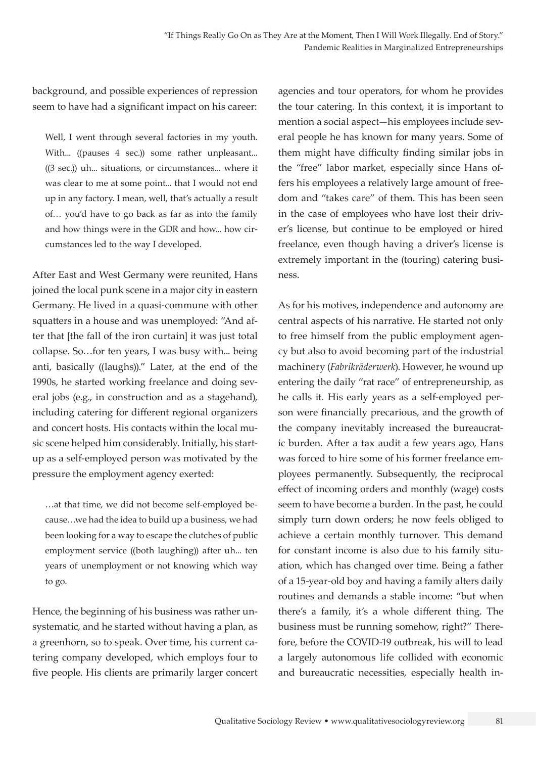background, and possible experiences of repression seem to have had a significant impact on his career:

> Well, I went through several factories in my youth. With... ((pauses 4 sec.)) some rather unpleasant... ((3 sec.)) uh... situations, or circumstances... where it was clear to me at some point... that I would not end up in any factory. I mean, well, that's actually a result of… you'd have to go back as far as into the family and how things were in the GDR and how... how circumstances led to the way I developed.

After East and West Germany were reunited, Hans joined the local punk scene in a major city in eastern Germany. He lived in a quasi-commune with other squatters in a house and was unemployed: "And after that [the fall of the iron curtain] it was just total collapse. So…for ten years, I was busy with... being anti, basically ((laughs))." Later, at the end of the 1990s, he started working freelance and doing several jobs (e.g., in construction and as a stagehand), including catering for different regional organizers and concert hosts. His contacts within the local music scene helped him considerably. Initially, his start-up as a self-employed person was motivated by the pressure the employment agency exerted:

> …at that time, we did not become self-employed because…we had the idea to build up a business, we had been looking for a way to escape the clutches of public employment service ((both laughing)) after uh... ten years of unemployment or not knowing which way to go.

Hence, the beginning of his business was rather unsystematic, and he started without having a plan, as a greenhorn, so to speak. Over time, his current catering company developed, which employs four to five people. His clients are primarily larger concert agencies and tour operators, for whom he provides the tour catering. In this context, it is important to mention a social aspect—his employees include several people he has known for many years. Some of them might have difficulty finding similar jobs in the "free" labor market, especially since Hans offers his employees a relatively large amount of freedom and "takes care" of them. This has been seen in the case of employees who have lost their driver's license, but continue to be employed or hired freelance, even though having a driver's license is extremely important in the (touring) catering business.

As for his motives, independence and autonomy are central aspects of his narrative. He started not only to free himself from the public employment agency but also to avoid becoming part of the industrial machinery (*Fabrikräderwerk*). However, he wound up entering the daily "rat race" of entrepreneurship, as he calls it. His early years as a self-employed person were financially precarious, and the growth of the company inevitably increased the bureaucratic burden. After a tax audit a few years ago, Hans was forced to hire some of his former freelance employees permanently. Subsequently, the reciprocal effect of incoming orders and monthly (wage) costs seem to have become a burden. In the past, he could simply turn down orders; he now feels obliged to achieve a certain monthly turnover. This demand for constant income is also due to his family situation, which has changed over time. Being a father of a 15-year-old boy and having a family alters daily routines and demands a stable income: "but when there's a family, it's a whole different thing. The business must be running somehow, right?" Therefore, before the COVID-19 outbreak, his will to lead a largely autonomous life collided with economic and bureaucratic necessities, especially health in-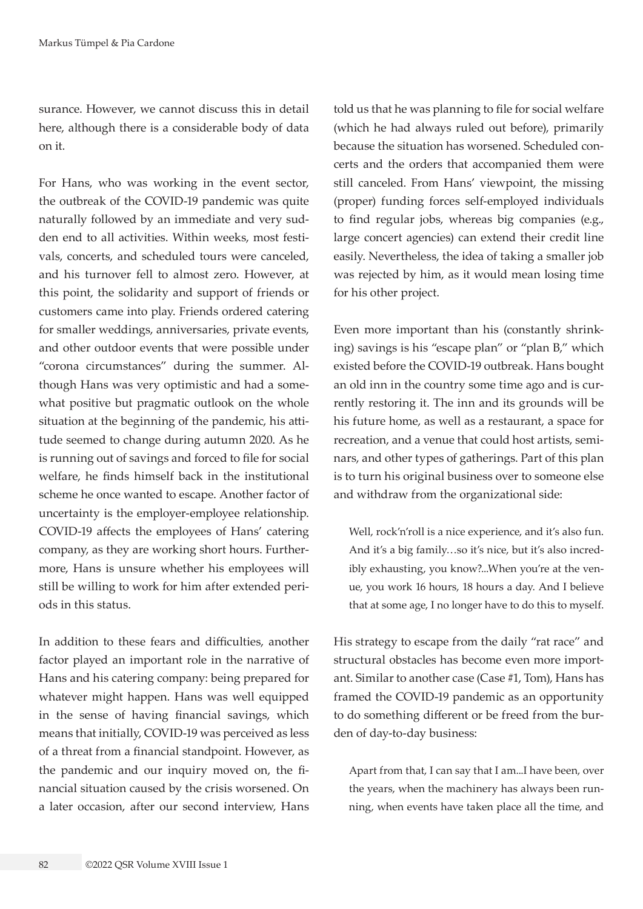surance. However, we cannot discuss this in detail here, although there is a considerable body of data on it.

For Hans, who was working in the event sector, the outbreak of the COVID-19 pandemic was quite naturally followed by an immediate and very sudden end to all activities. Within weeks, most festivals, concerts, and scheduled tours were canceled, and his turnover fell to almost zero. However, at this point, the solidarity and support of friends or customers came into play. Friends ordered catering for smaller weddings, anniversaries, private events, and other outdoor events that were possible under "corona circumstances" during the summer. Although Hans was very optimistic and had a somewhat positive but pragmatic outlook on the whole situation at the beginning of the pandemic, his attitude seemed to change during autumn 2020. As he is running out of savings and forced to file for social welfare, he finds himself back in the institutional scheme he once wanted to escape. Another factor of uncertainty is the employer-employee relationship. COVID-19 affects the employees of Hans' catering company, as they are working short hours. Furthermore, Hans is unsure whether his employees will still be willing to work for him after extended periods in this status.

In addition to these fears and difficulties, another factor played an important role in the narrative of Hans and his catering company: being prepared for whatever might happen. Hans was well equipped in the sense of having financial savings, which means that initially, COVID-19 was perceived as less of a threat from a financial standpoint. However, as the pandemic and our inquiry moved on, the financial situation caused by the crisis worsened. On a later occasion, after our second interview, Hans told us that he was planning to file for social welfare (which he had always ruled out before), primarily because the situation has worsened. Scheduled concerts and the orders that accompanied them were still canceled. From Hans' viewpoint, the missing (proper) funding forces self-employed individuals to find regular jobs, whereas big companies (e.g., large concert agencies) can extend their credit line easily. Nevertheless, the idea of taking a smaller job was rejected by him, as it would mean losing time for his other project.

Even more important than his (constantly shrinking) savings is his "escape plan" or "plan B," which existed before the COVID-19 outbreak. Hans bought an old inn in the country some time ago and is currently restoring it. The inn and its grounds will be his future home, as well as a restaurant, a space for recreation, and a venue that could host artists, seminars, and other types of gatherings. Part of this plan is to turn his original business over to someone else and withdraw from the organizational side:

> Well, rock'n'roll is a nice experience, and it's also fun. And it's a big family…so it's nice, but it's also incredibly exhausting, you know?...When you're at the venue, you work 16 hours, 18 hours a day. And I believe that at some age, I no longer have to do this to myself.

His strategy to escape from the daily "rat race" and structural obstacles has become even more important. Similar to another case (Case #1, Tom), Hans has framed the COVID-19 pandemic as an opportunity to do something different or be freed from the burden of day-to-day business:

> Apart from that, I can say that I am...I have been, over the years, when the machinery has always been running, when events have taken place all the time, and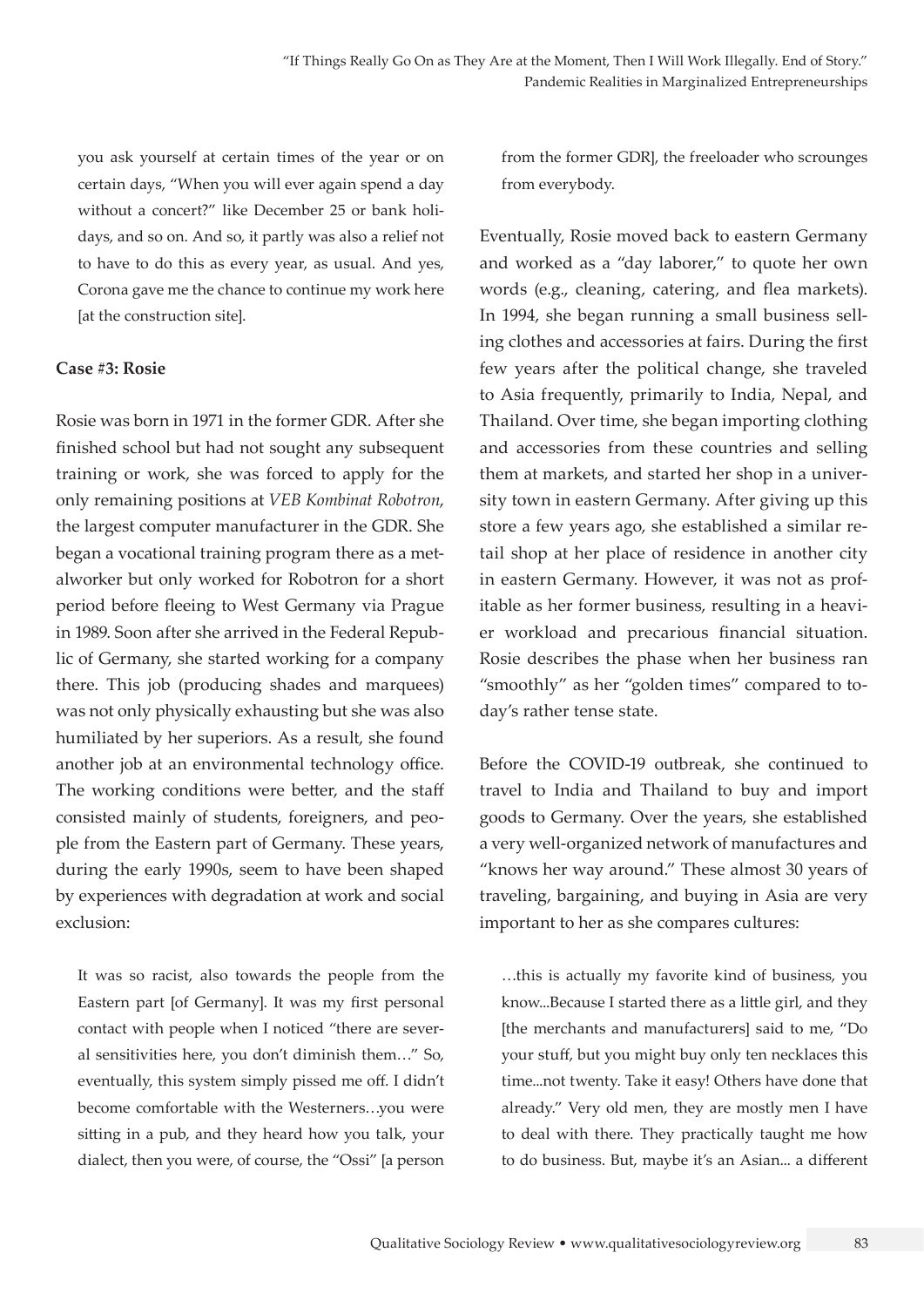you ask yourself at certain times of the year or on certain days, "When you will ever again spend a day without a concert?" like December 25 or bank holidays, and so on. And so, it partly was also a relief not to have to do this as every year, as usual. And yes, Corona gave me the chance to continue my work here [at the construction site].

**Case #3: Rosie**

Rosie was born in 1971 in the former GDR. After she finished school but had not sought any subsequent training or work, she was forced to apply for the only remaining positions at *VEB Kombinat Robotron*, the largest computer manufacturer in the GDR. She began a vocational training program there as a metalworker but only worked for Robotron for a short period before fleeing to West Germany via Prague in 1989. Soon after she arrived in the Federal Republic of Germany, she started working for a company there. This job (producing shades and marquees) was not only physically exhausting but she was also humiliated by her superiors. As a result, she found another job at an environmental technology office. The working conditions were better, and the staff consisted mainly of students, foreigners, and people from the Eastern part of Germany. These years, during the early 1990s, seem to have been shaped by experiences with degradation at work and social exclusion:

> It was so racist, also towards the people from the Eastern part [of Germany]. It was my first personal contact with people when I noticed "there are several sensitivities here, you don't diminish them…" So, eventually, this system simply pissed me off. I didn't become comfortable with the Westerners…you were sitting in a pub, and they heard how you talk, your dialect, then you were, of course, the "Ossi" [a person from the former GDR], the freeloader who scrounges from everybody.

Eventually, Rosie moved back to eastern Germany and worked as a "day laborer," to quote her own words (e.g., cleaning, catering, and flea markets). In 1994, she began running a small business selling clothes and accessories at fairs. During the first few years after the political change, she traveled to Asia frequently, primarily to India, Nepal, and Thailand. Over time, she began importing clothing and accessories from these countries and selling them at markets, and started her shop in a university town in eastern Germany. After giving up this store a few years ago, she established a similar retail shop at her place of residence in another city in eastern Germany. However, it was not as profitable as her former business, resulting in a heavier workload and precarious financial situation. Rosie describes the phase when her business ran "smoothly" as her "golden times" compared to today's rather tense state.

Before the COVID-19 outbreak, she continued to travel to India and Thailand to buy and import goods to Germany. Over the years, she established a very well-organized network of manufactures and "knows her way around." These almost 30 years of traveling, bargaining, and buying in Asia are very important to her as she compares cultures:

> …this is actually my favorite kind of business, you know...Because I started there as a little girl, and they [the merchants and manufacturers] said to me, "Do your stuff, but you might buy only ten necklaces this time...not twenty. Take it easy! Others have done that already." Very old men, they are mostly men I have to deal with there. They practically taught me how to do business. But, maybe it's an Asian... a different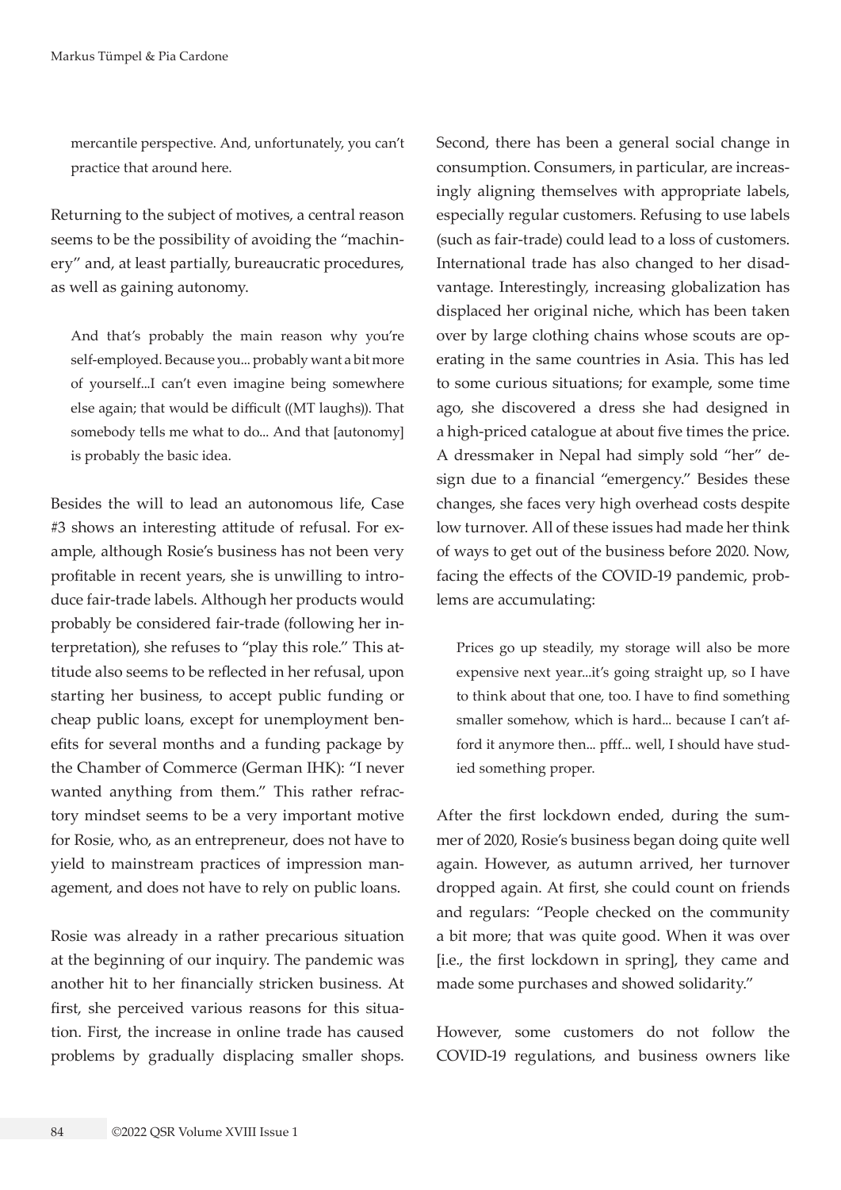mercantile perspective. And, unfortunately, you can't practice that around here.

Returning to the subject of motives, a central reason seems to be the possibility of avoiding the "machinery" and, at least partially, bureaucratic procedures, as well as gaining autonomy.

> And that's probably the main reason why you're self-employed. Because you... probably want a bit more of yourself...I can't even imagine being somewhere else again; that would be difficult ((MT laughs)). That somebody tells me what to do... And that [autonomy] is probably the basic idea.

Besides the will to lead an autonomous life, Case #3 shows an interesting attitude of refusal. For example, although Rosie's business has not been very profitable in recent years, she is unwilling to introduce fair-trade labels. Although her products would probably be considered fair-trade (following her interpretation), she refuses to "play this role." This attitude also seems to be reflected in her refusal, upon starting her business, to accept public funding or cheap public loans, except for unemployment benefits for several months and a funding package by the Chamber of Commerce (German IHK): "I never wanted anything from them." This rather refractory mindset seems to be a very important motive for Rosie, who, as an entrepreneur, does not have to yield to mainstream practices of impression management, and does not have to rely on public loans.

Rosie was already in a rather precarious situation at the beginning of our inquiry. The pandemic was another hit to her financially stricken business. At first, she perceived various reasons for this situation. First, the increase in online trade has caused problems by gradually displacing smaller shops. Second, there has been a general social change in consumption. Consumers, in particular, are increasingly aligning themselves with appropriate labels, especially regular customers. Refusing to use labels (such as fair-trade) could lead to a loss of customers. International trade has also changed to her disadvantage. Interestingly, increasing globalization has displaced her original niche, which has been taken over by large clothing chains whose scouts are operating in the same countries in Asia. This has led to some curious situations; for example, some time ago, she discovered a dress she had designed in a high-priced catalogue at about five times the price. A dressmaker in Nepal had simply sold "her" design due to a financial "emergency." Besides these changes, she faces very high overhead costs despite low turnover. All of these issues had made her think of ways to get out of the business before 2020. Now, facing the effects of the COVID-19 pandemic, problems are accumulating:

> Prices go up steadily, my storage will also be more expensive next year...it's going straight up, so I have to think about that one, too. I have to find something smaller somehow, which is hard... because I can't afford it anymore then... pfff... well, I should have studied something proper.

After the first lockdown ended, during the summer of 2020, Rosie's business began doing quite well again. However, as autumn arrived, her turnover dropped again. At first, she could count on friends and regulars: "People checked on the community a bit more; that was quite good. When it was over [i.e., the first lockdown in spring], they came and made some purchases and showed solidarity."

However, some customers do not follow the COVID-19 regulations, and business owners like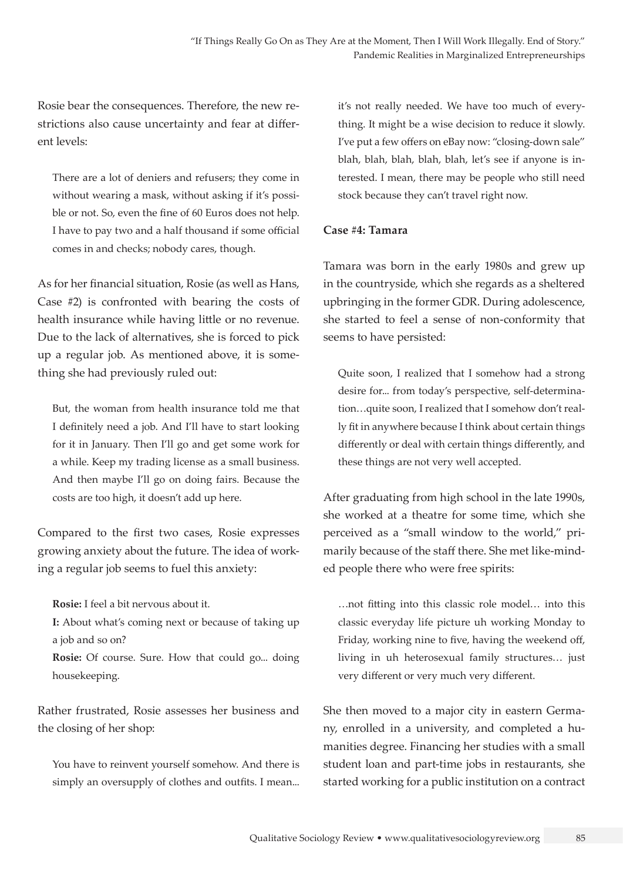Rosie bear the consequences. Therefore, the new restrictions also cause uncertainty and fear at different levels:

> There are a lot of deniers and refusers; they come in without wearing a mask, without asking if it's possible or not. So, even the fine of 60 Euros does not help. I have to pay two and a half thousand if some official comes in and checks; nobody cares, though.

As for her financial situation, Rosie (as well as Hans, Case #2) is confronted with bearing the costs of health insurance while having little or no revenue. Due to the lack of alternatives, she is forced to pick up a regular job. As mentioned above, it is something she had previously ruled out:

> But, the woman from health insurance told me that I definitely need a job. And I'll have to start looking for it in January. Then I'll go and get some work for a while. Keep my trading license as a small business. And then maybe I'll go on doing fairs. Because the costs are too high, it doesn't add up here.

Compared to the first two cases, Rosie expresses growing anxiety about the future. The idea of working a regular job seems to fuel this anxiety:

> **Rosie:** I feel a bit nervous about it.
>
> **I:** About what's coming next or because of taking up a job and so on?
>
> **Rosie:** Of course. Sure. How that could go... doing housekeeping.

Rather frustrated, Rosie assesses her business and the closing of her shop:

> You have to reinvent yourself somehow. And there is simply an oversupply of clothes and outfits. I mean... it's not really needed. We have too much of everything. It might be a wise decision to reduce it slowly. I've put a few offers on eBay now: "closing-down sale" blah, blah, blah, blah, blah, let's see if anyone is interested. I mean, there may be people who still need stock because they can't travel right now.

**Case #4: Tamara**

Tamara was born in the early 1980s and grew up in the countryside, which she regards as a sheltered upbringing in the former GDR. During adolescence, she started to feel a sense of non-conformity that seems to have persisted:

> Quite soon, I realized that I somehow had a strong desire for... from today's perspective, self-determination…quite soon, I realized that I somehow don't really fit in anywhere because I think about certain things differently or deal with certain things differently, and these things are not very well accepted.

After graduating from high school in the late 1990s, she worked at a theatre for some time, which she perceived as a "small window to the world," primarily because of the staff there. She met like-minded people there who were free spirits:

> …not fitting into this classic role model… into this classic everyday life picture uh working Monday to Friday, working nine to five, having the weekend off, living in uh heterosexual family structures… just very different or very much very different.

She then moved to a major city in eastern Germany, enrolled in a university, and completed a humanities degree. Financing her studies with a small student loan and part-time jobs in restaurants, she started working for a public institution on a contract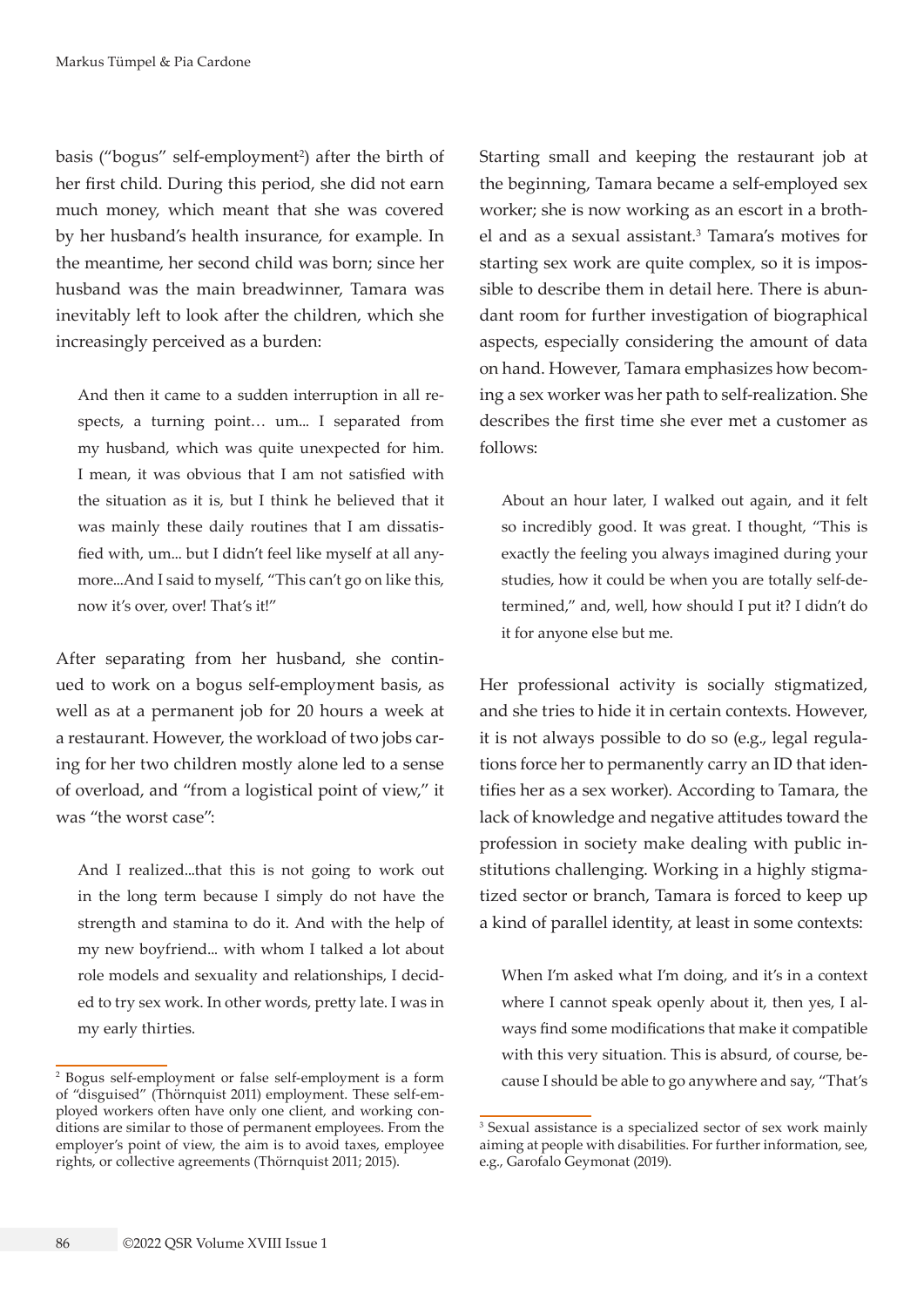basis ("bogus" self-employment[2]) after the birth of her first child. During this period, she did not earn much money, which meant that she was covered by her husband's health insurance, for example. In the meantime, her second child was born; since her husband was the main breadwinner, Tamara was inevitably left to look after the children, which she increasingly perceived as a burden:

> And then it came to a sudden interruption in all respects, a turning point… um... I separated from my husband, which was quite unexpected for him. I mean, it was obvious that I am not satisfied with the situation as it is, but I think he believed that it was mainly these daily routines that I am dissatisfied with, um... but I didn't feel like myself at all anymore...And I said to myself, "This can't go on like this, now it's over, over! That's it!"

After separating from her husband, she continued to work on a bogus self-employment basis, as well as at a permanent job for 20 hours a week at a restaurant. However, the workload of two jobs caring for her two children mostly alone led to a sense of overload, and "from a logistical point of view," it was "the worst case":

> And I realized...that this is not going to work out in the long term because I simply do not have the strength and stamina to do it. And with the help of my new boyfriend... with whom I talked a lot about role models and sexuality and relationships, I decided to try sex work. In other words, pretty late. I was in my early thirties.

Starting small and keeping the restaurant job at the beginning, Tamara became a self-employed sex worker; she is now working as an escort in a brothel and as a sexual assistant.[3] Tamara's motives for starting sex work are quite complex, so it is impossible to describe them in detail here. There is abundant room for further investigation of biographical aspects, especially considering the amount of data on hand. However, Tamara emphasizes how becoming a sex worker was her path to self-realization. She describes the first time she ever met a customer as follows:

> About an hour later, I walked out again, and it felt so incredibly good. It was great. I thought, "This is exactly the feeling you always imagined during your studies, how it could be when you are totally self-determined," and, well, how should I put it? I didn't do it for anyone else but me.

Her professional activity is socially stigmatized, and she tries to hide it in certain contexts. However, it is not always possible to do so (e.g., legal regulations force her to permanently carry an ID that identifies her as a sex worker). According to Tamara, the lack of knowledge and negative attitudes toward the profession in society make dealing with public institutions challenging. Working in a highly stigmatized sector or branch, Tamara is forced to keep up a kind of parallel identity, at least in some contexts:

> When I'm asked what I'm doing, and it's in a context where I cannot speak openly about it, then yes, I always find some modifications that make it compatible with this very situation. This is absurd, of course, because I should be able to go anywhere and say, "That's

---

[2] Bogus self-employment or false self-employment is a form of "disguised" (Thörnquist 2011) employment. These self-employed workers often have only one client, and working conditions are similar to those of permanent employees. From the employer's point of view, the aim is to avoid taxes, employee rights, or collective agreements (Thörnquist 2011; 2015).

[3] Sexual assistance is a specialized sector of sex work mainly aiming at people with disabilities. For further information, see, e.g., Garofalo Geymonat (2019).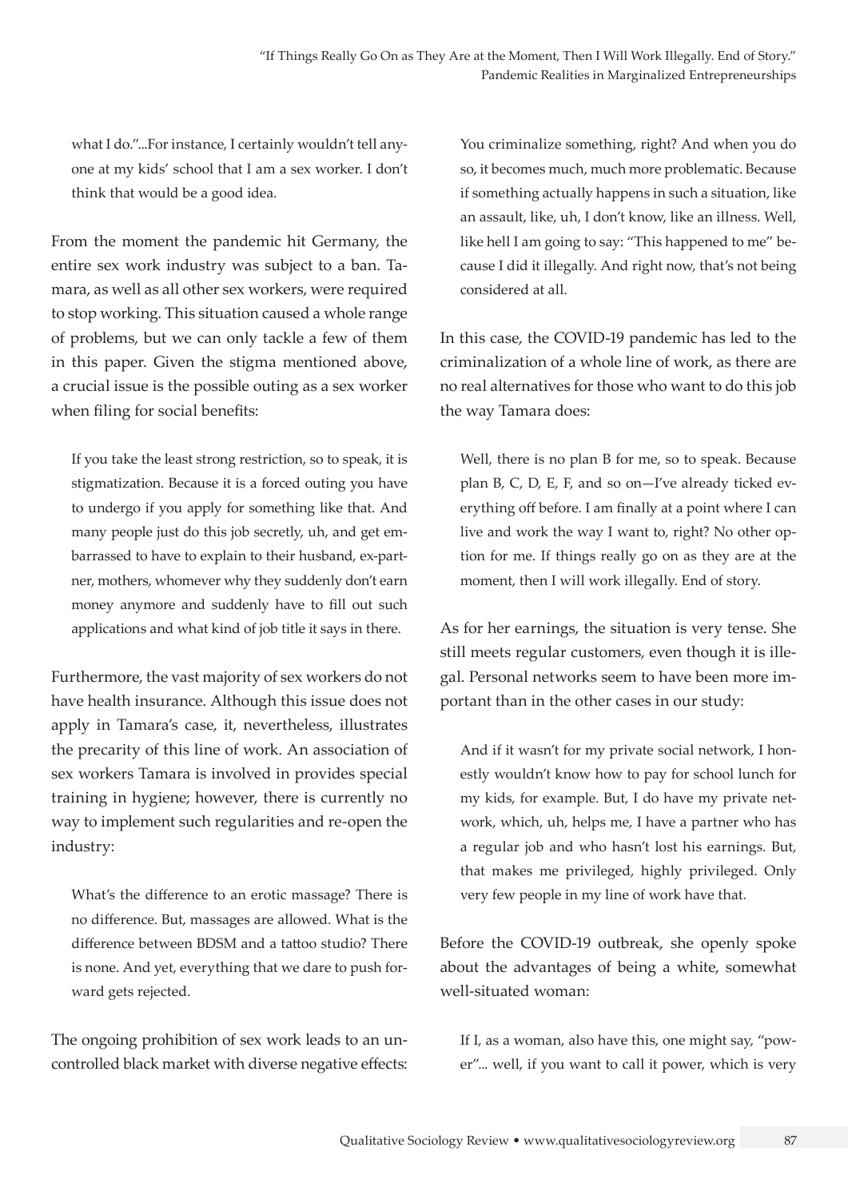what I do."...For instance, I certainly wouldn't tell anyone at my kids' school that I am a sex worker. I don't think that would be a good idea.

From the moment the pandemic hit Germany, the entire sex work industry was subject to a ban. Tamara, as well as all other sex workers, were required to stop working. This situation caused a whole range of problems, but we can only tackle a few of them in this paper. Given the stigma mentioned above, a crucial issue is the possible outing as a sex worker when filing for social benefits:

> If you take the least strong restriction, so to speak, it is stigmatization. Because it is a forced outing you have to undergo if you apply for something like that. And many people just do this job secretly, uh, and get embarrassed to have to explain to their husband, ex-partner, mothers, whomever why they suddenly don't earn money anymore and suddenly have to fill out such applications and what kind of job title it says in there.

Furthermore, the vast majority of sex workers do not have health insurance. Although this issue does not apply in Tamara's case, it, nevertheless, illustrates the precarity of this line of work. An association of sex workers Tamara is involved in provides special training in hygiene; however, there is currently no way to implement such regularities and re-open the industry:

> What's the difference to an erotic massage? There is no difference. But, massages are allowed. What is the difference between BDSM and a tattoo studio? There is none. And yet, everything that we dare to push forward gets rejected.

The ongoing prohibition of sex work leads to an uncontrolled black market with diverse negative effects:

> You criminalize something, right? And when you do so, it becomes much, much more problematic. Because if something actually happens in such a situation, like an assault, like, uh, I don't know, like an illness. Well, like hell I am going to say: "This happened to me" because I did it illegally. And right now, that's not being considered at all.

In this case, the COVID-19 pandemic has led to the criminalization of a whole line of work, as there are no real alternatives for those who want to do this job the way Tamara does:

> Well, there is no plan B for me, so to speak. Because plan B, C, D, E, F, and so on—I've already ticked everything off before. I am finally at a point where I can live and work the way I want to, right? No other option for me. If things really go on as they are at the moment, then I will work illegally. End of story.

As for her earnings, the situation is very tense. She still meets regular customers, even though it is illegal. Personal networks seem to have been more important than in the other cases in our study:

> And if it wasn't for my private social network, I honestly wouldn't know how to pay for school lunch for my kids, for example. But, I do have my private network, which, uh, helps me, I have a partner who has a regular job and who hasn't lost his earnings. But, that makes me privileged, highly privileged. Only very few people in my line of work have that.

Before the COVID-19 outbreak, she openly spoke about the advantages of being a white, somewhat well-situated woman:

> If I, as a woman, also have this, one might say, "power"... well, if you want to call it power, which is very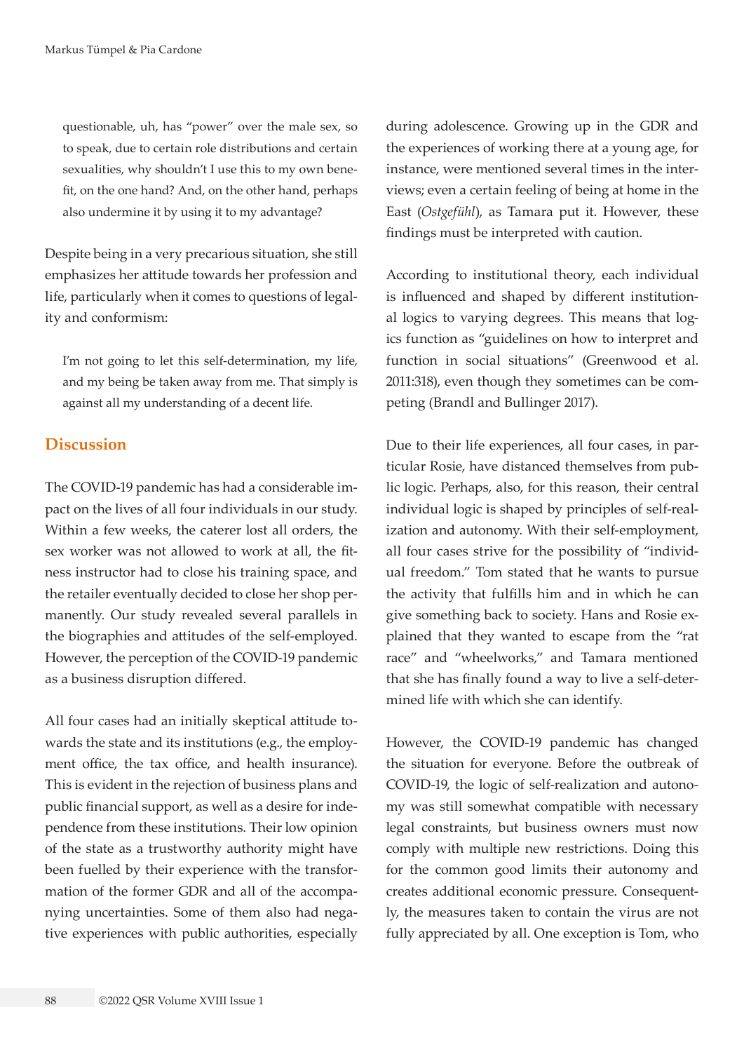questionable, uh, has "power" over the male sex, so to speak, due to certain role distributions and certain sexualities, why shouldn't I use this to my own benefit, on the one hand? And, on the other hand, perhaps also undermine it by using it to my advantage?

Despite being in a very precarious situation, she still emphasizes her attitude towards her profession and life, particularly when it comes to questions of legality and conformism:

> I'm not going to let this self-determination, my life, and my being be taken away from me. That simply is against all my understanding of a decent life.

## Discussion

The COVID-19 pandemic has had a considerable impact on the lives of all four individuals in our study. Within a few weeks, the caterer lost all orders, the sex worker was not allowed to work at all, the fitness instructor had to close his training space, and the retailer eventually decided to close her shop permanently. Our study revealed several parallels in the biographies and attitudes of the self-employed. However, the perception of the COVID-19 pandemic as a business disruption differed.

All four cases had an initially skeptical attitude towards the state and its institutions (e.g., the employment office, the tax office, and health insurance). This is evident in the rejection of business plans and public financial support, as well as a desire for independence from these institutions. Their low opinion of the state as a trustworthy authority might have been fuelled by their experience with the transformation of the former GDR and all of the accompanying uncertainties. Some of them also had negative experiences with public authorities, especially during adolescence. Growing up in the GDR and the experiences of working there at a young age, for instance, were mentioned several times in the interviews; even a certain feeling of being at home in the East (*Ostgefühl*), as Tamara put it. However, these findings must be interpreted with caution.

According to institutional theory, each individual is influenced and shaped by different institutional logics to varying degrees. This means that logics function as "guidelines on how to interpret and function in social situations" (Greenwood et al. 2011:318), even though they sometimes can be competing (Brandl and Bullinger 2017).

Due to their life experiences, all four cases, in particular Rosie, have distanced themselves from public logic. Perhaps, also, for this reason, their central individual logic is shaped by principles of self-realization and autonomy. With their self-employment, all four cases strive for the possibility of "individual freedom." Tom stated that he wants to pursue the activity that fulfills him and in which he can give something back to society. Hans and Rosie explained that they wanted to escape from the "rat race" and "wheelworks," and Tamara mentioned that she has finally found a way to live a self-determined life with which she can identify.

However, the COVID-19 pandemic has changed the situation for everyone. Before the outbreak of COVID-19, the logic of self-realization and autonomy was still somewhat compatible with necessary legal constraints, but business owners must now comply with multiple new restrictions. Doing this for the common good limits their autonomy and creates additional economic pressure. Consequently, the measures taken to contain the virus are not fully appreciated by all. One exception is Tom, who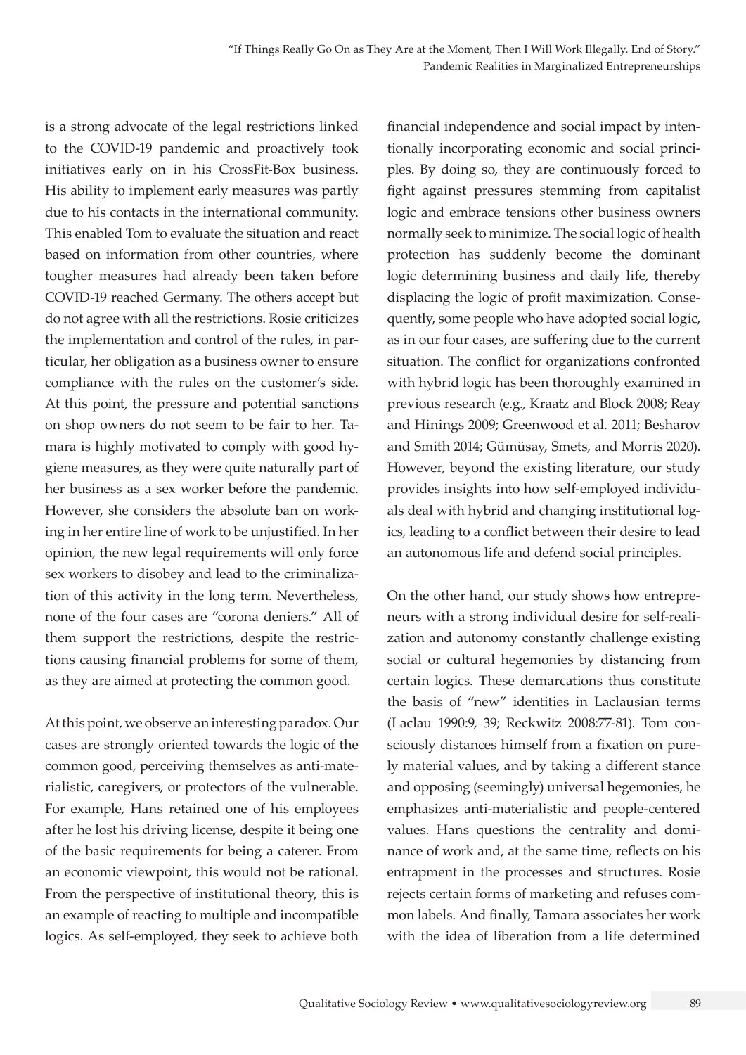is a strong advocate of the legal restrictions linked to the COVID-19 pandemic and proactively took initiatives early on in his CrossFit-Box business. His ability to implement early measures was partly due to his contacts in the international community. This enabled Tom to evaluate the situation and react based on information from other countries, where tougher measures had already been taken before COVID-19 reached Germany. The others accept but do not agree with all the restrictions. Rosie criticizes the implementation and control of the rules, in particular, her obligation as a business owner to ensure compliance with the rules on the customer's side. At this point, the pressure and potential sanctions on shop owners do not seem to be fair to her. Tamara is highly motivated to comply with good hygiene measures, as they were quite naturally part of her business as a sex worker before the pandemic. However, she considers the absolute ban on working in her entire line of work to be unjustified. In her opinion, the new legal requirements will only force sex workers to disobey and lead to the criminalization of this activity in the long term. Nevertheless, none of the four cases are "corona deniers." All of them support the restrictions, despite the restrictions causing financial problems for some of them, as they are aimed at protecting the common good.

At this point, we observe an interesting paradox. Our cases are strongly oriented towards the logic of the common good, perceiving themselves as anti-materialistic, caregivers, or protectors of the vulnerable. For example, Hans retained one of his employees after he lost his driving license, despite it being one of the basic requirements for being a caterer. From an economic viewpoint, this would not be rational. From the perspective of institutional theory, this is an example of reacting to multiple and incompatible logics. As self-employed, they seek to achieve both financial independence and social impact by intentionally incorporating economic and social principles. By doing so, they are continuously forced to fight against pressures stemming from capitalist logic and embrace tensions other business owners normally seek to minimize. The social logic of health protection has suddenly become the dominant logic determining business and daily life, thereby displacing the logic of profit maximization. Consequently, some people who have adopted social logic, as in our four cases, are suffering due to the current situation. The conflict for organizations confronted with hybrid logic has been thoroughly examined in previous research (e.g., Kraatz and Block 2008; Reay and Hinings 2009; Greenwood et al. 2011; Besharov and Smith 2014; Gümüsay, Smets, and Morris 2020). However, beyond the existing literature, our study provides insights into how self-employed individuals deal with hybrid and changing institutional logics, leading to a conflict between their desire to lead an autonomous life and defend social principles.

On the other hand, our study shows how entrepreneurs with a strong individual desire for self-realization and autonomy constantly challenge existing social or cultural hegemonies by distancing from certain logics. These demarcations thus constitute the basis of "new" identities in Laclausian terms (Laclau 1990:9, 39; Reckwitz 2008:77-81). Tom consciously distances himself from a fixation on purely material values, and by taking a different stance and opposing (seemingly) universal hegemonies, he emphasizes anti-materialistic and people-centered values. Hans questions the centrality and dominance of work and, at the same time, reflects on his entrapment in the processes and structures. Rosie rejects certain forms of marketing and refuses common labels. And finally, Tamara associates her work with the idea of liberation from a life determined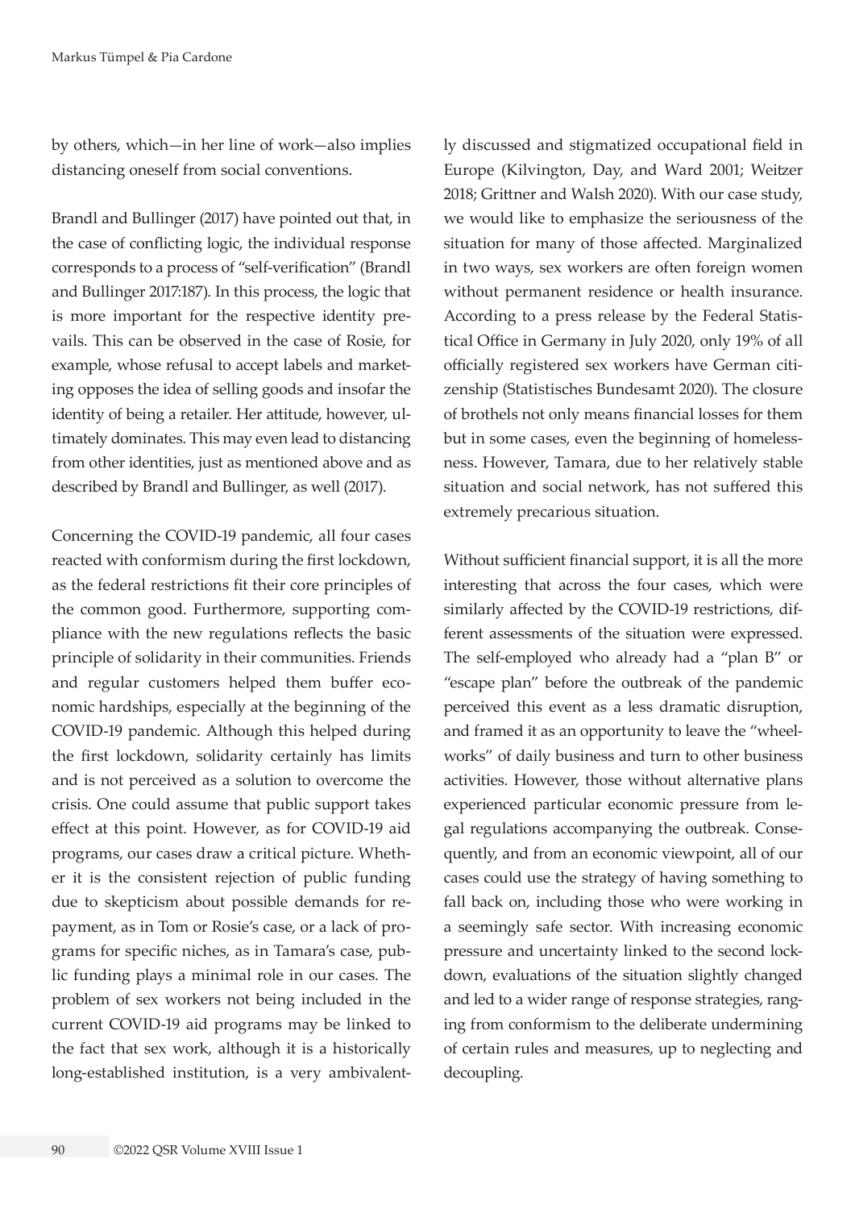by others, which—in her line of work—also implies distancing oneself from social conventions.

Brandl and Bullinger (2017) have pointed out that, in the case of conflicting logic, the individual response corresponds to a process of "self-verification" (Brandl and Bullinger 2017:187). In this process, the logic that is more important for the respective identity prevails. This can be observed in the case of Rosie, for example, whose refusal to accept labels and marketing opposes the idea of selling goods and insofar the identity of being a retailer. Her attitude, however, ultimately dominates. This may even lead to distancing from other identities, just as mentioned above and as described by Brandl and Bullinger, as well (2017).

Concerning the COVID-19 pandemic, all four cases reacted with conformism during the first lockdown, as the federal restrictions fit their core principles of the common good. Furthermore, supporting compliance with the new regulations reflects the basic principle of solidarity in their communities. Friends and regular customers helped them buffer economic hardships, especially at the beginning of the COVID-19 pandemic. Although this helped during the first lockdown, solidarity certainly has limits and is not perceived as a solution to overcome the crisis. One could assume that public support takes effect at this point. However, as for COVID-19 aid programs, our cases draw a critical picture. Whether it is the consistent rejection of public funding due to skepticism about possible demands for repayment, as in Tom or Rosie's case, or a lack of programs for specific niches, as in Tamara's case, public funding plays a minimal role in our cases. The problem of sex workers not being included in the current COVID-19 aid programs may be linked to the fact that sex work, although it is a historically long-established institution, is a very ambivalently discussed and stigmatized occupational field in Europe (Kilvington, Day, and Ward 2001; Weitzer 2018; Grittner and Walsh 2020). With our case study, we would like to emphasize the seriousness of the situation for many of those affected. Marginalized in two ways, sex workers are often foreign women without permanent residence or health insurance. According to a press release by the Federal Statistical Office in Germany in July 2020, only 19% of all officially registered sex workers have German citizenship (Statistisches Bundesamt 2020). The closure of brothels not only means financial losses for them but in some cases, even the beginning of homelessness. However, Tamara, due to her relatively stable situation and social network, has not suffered this extremely precarious situation.

Without sufficient financial support, it is all the more interesting that across the four cases, which were similarly affected by the COVID-19 restrictions, different assessments of the situation were expressed. The self-employed who already had a "plan B" or "escape plan" before the outbreak of the pandemic perceived this event as a less dramatic disruption, and framed it as an opportunity to leave the "wheelworks" of daily business and turn to other business activities. However, those without alternative plans experienced particular economic pressure from legal regulations accompanying the outbreak. Consequently, and from an economic viewpoint, all of our cases could use the strategy of having something to fall back on, including those who were working in a seemingly safe sector. With increasing economic pressure and uncertainty linked to the second lockdown, evaluations of the situation slightly changed and led to a wider range of response strategies, ranging from conformism to the deliberate undermining of certain rules and measures, up to neglecting and decoupling.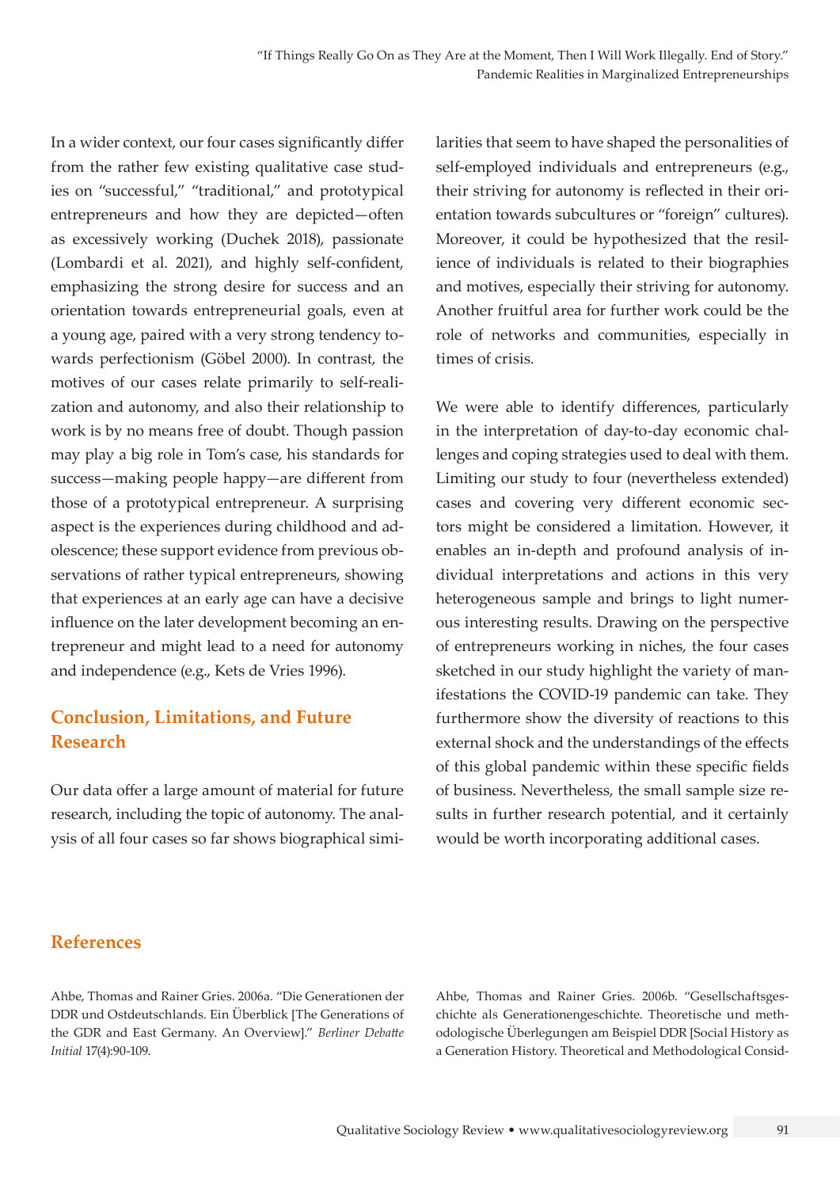In a wider context, our four cases significantly differ from the rather few existing qualitative case studies on "successful," "traditional," and prototypical entrepreneurs and how they are depicted—often as excessively working (Duchek 2018), passionate (Lombardi et al. 2021), and highly self-confident, emphasizing the strong desire for success and an orientation towards entrepreneurial goals, even at a young age, paired with a very strong tendency towards perfectionism (Göbel 2000). In contrast, the motives of our cases relate primarily to self-realization and autonomy, and also their relationship to work is by no means free of doubt. Though passion may play a big role in Tom's case, his standards for success—making people happy—are different from those of a prototypical entrepreneur. A surprising aspect is the experiences during childhood and adolescence; these support evidence from previous observations of rather typical entrepreneurs, showing that experiences at an early age can have a decisive influence on the later development becoming an entrepreneur and might lead to a need for autonomy and independence (e.g., Kets de Vries 1996).

## Conclusion, Limitations, and Future Research

Our data offer a large amount of material for future research, including the topic of autonomy. The analysis of all four cases so far shows biographical similarities that seem to have shaped the personalities of self-employed individuals and entrepreneurs (e.g., their striving for autonomy is reflected in their orientation towards subcultures or "foreign" cultures). Moreover, it could be hypothesized that the resilience of individuals is related to their biographies and motives, especially their striving for autonomy. Another fruitful area for further work could be the role of networks and communities, especially in times of crisis.

We were able to identify differences, particularly in the interpretation of day-to-day economic challenges and coping strategies used to deal with them. Limiting our study to four (nevertheless extended) cases and covering very different economic sectors might be considered a limitation. However, it enables an in-depth and profound analysis of individual interpretations and actions in this very heterogeneous sample and brings to light numerous interesting results. Drawing on the perspective of entrepreneurs working in niches, the four cases sketched in our study highlight the variety of manifestations the COVID-19 pandemic can take. They furthermore show the diversity of reactions to this external shock and the understandings of the effects of this global pandemic within these specific fields of business. Nevertheless, the small sample size results in further research potential, and it certainly would be worth incorporating additional cases.

## References

Ahbe, Thomas and Rainer Gries. 2006a. "Die Generationen der DDR und Ostdeutschlands. Ein Überblick [The Generations of the GDR and East Germany. An Overview]." *Berliner Debatte Initial* 17(4):90-109.

Ahbe, Thomas and Rainer Gries. 2006b. "Gesellschaftsgeschichte als Generationengeschichte. Theoretische und methodologische Überlegungen am Beispiel DDR [Social History as a Generation History. Theoretical and Methodological Consid-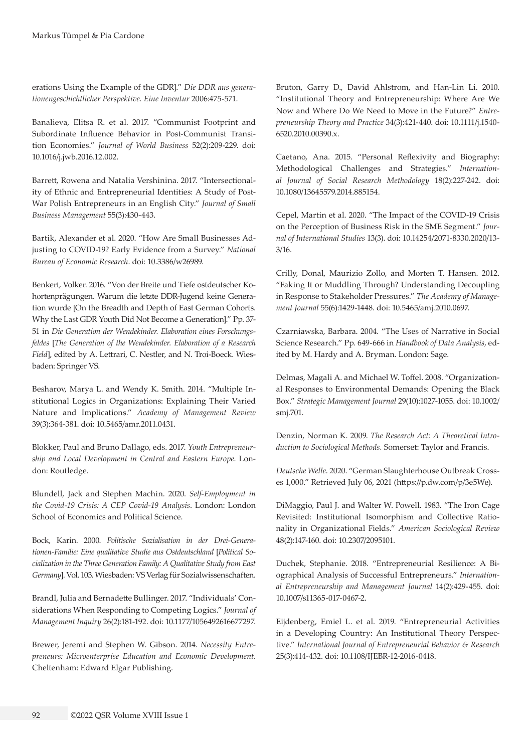erations Using the Example of the GDR].” *Die DDR aus generationengeschichtlicher Perspektive. Eine Inventur* 2006:475-571.

Banalieva, Elitsa R. et al. 2017. “Communist Footprint and Subordinate Influence Behavior in Post-Communist Transition Economies.” *Journal of World Business* 52(2):209-229. doi: 10.1016/j.jwb.2016.12.002.

Barrett, Rowena and Natalia Vershinina. 2017. “Intersectionality of Ethnic and Entrepreneurial Identities: A Study of Post-War Polish Entrepreneurs in an English City.” *Journal of Small Business Management* 55(3):430-443.

Bartik, Alexander et al. 2020. “How Are Small Businesses Adjusting to COVID-19? Early Evidence from a Survey.” *National Bureau of Economic Research*. doi: 10.3386/w26989.

Benkert, Volker. 2016. “Von der Breite und Tiefe ostdeutscher Kohortenprägungen. Warum die letzte DDR-Jugend keine Generation wurde [On the Breadth and Depth of East German Cohorts. Why the Last GDR Youth Did Not Become a Generation].” Pp. 37-51 in *Die Generation der Wendekinder. Elaboration eines Forschungsfeldes* [*The Generation of the Wendekinder. Elaboration of a Research Field*], edited by A. Lettrari, C. Nestler, and N. Troi-Boeck. Wiesbaden: Springer VS.

Besharov, Marya L. and Wendy K. Smith. 2014. “Multiple Institutional Logics in Organizations: Explaining Their Varied Nature and Implications.” *Academy of Management Review* 39(3):364-381. doi: 10.5465/amr.2011.0431.

Blokker, Paul and Bruno Dallago, eds. 2017. *Youth Entrepreneurship and Local Development in Central and Eastern Europe*. London: Routledge.

Blundell, Jack and Stephen Machin. 2020. *Self-Employment in the Covid-19 Crisis: A CEP Covid-19 Analysis*. London: London School of Economics and Political Science.

Bock, Karin. 2000. *Politische Sozialisation in der Drei-Generationen-Familie: Eine qualitative Studie aus Ostdeutschland* [*Political Socialization in the Three Generation Family: A Qualitative Study from East Germany*]. Vol. 103. Wiesbaden: VS Verlag für Sozialwissenschaften.

Brandl, Julia and Bernadette Bullinger. 2017. “Individuals’ Considerations When Responding to Competing Logics.” *Journal of Management Inquiry* 26(2):181-192. doi: 10.1177/1056492616677297.

Brewer, Jeremi and Stephen W. Gibson. 2014. *Necessity Entrepreneurs: Microenterprise Education and Economic Development*. Cheltenham: Edward Elgar Publishing.

Bruton, Garry D., David Ahlstrom, and Han-Lin Li. 2010. “Institutional Theory and Entrepreneurship: Where Are We Now and Where Do We Need to Move in the Future?” *Entrepreneurship Theory and Practice* 34(3):421-440. doi: 10.1111/j.1540-6520.2010.00390.x.

Caetano, Ana. 2015. “Personal Reflexivity and Biography: Methodological Challenges and Strategies.” *International Journal of Social Research Methodology* 18(2):227-242. doi: 10.1080/13645579.2014.885154.

Cepel, Martin et al. 2020. “The Impact of the COVID-19 Crisis on the Perception of Business Risk in the SME Segment.” *Journal of International Studies* 13(3). doi: 10.14254/2071-8330.2020/13-3/16.

Crilly, Donal, Maurizio Zollo, and Morten T. Hansen. 2012. “Faking It or Muddling Through? Understanding Decoupling in Response to Stakeholder Pressures.” *The Academy of Management Journal* 55(6):1429-1448. doi: 10.5465/amj.2010.0697.

Czarniawska, Barbara. 2004. “The Uses of Narrative in Social Science Research.” Pp. 649-666 in *Handbook of Data Analysis*, edited by M. Hardy and A. Bryman. London: Sage.

Delmas, Magali A. and Michael W. Toffel. 2008. “Organizational Responses to Environmental Demands: Opening the Black Box.” *Strategic Management Journal* 29(10):1027-1055. doi: 10.1002/smj.701.

Denzin, Norman K. 2009. *The Research Act: A Theoretical Introduction to Sociological Methods*. Somerset: Taylor and Francis.

*Deutsche Welle*. 2020. “German Slaughterhouse Outbreak Crosses 1,000.” Retrieved July 06, 2021 (https://p.dw.com/p/3e5We).

DiMaggio, Paul J. and Walter W. Powell. 1983. “The Iron Cage Revisited: Institutional Isomorphism and Collective Rationality in Organizational Fields.” *American Sociological Review* 48(2):147-160. doi: 10.2307/2095101.

Duchek, Stephanie. 2018. “Entrepreneurial Resilience: A Biographical Analysis of Successful Entrepreneurs.” *International Entrepreneurship and Management Journal* 14(2):429-455. doi: 10.1007/s11365-017-0467-2.

Eijdenberg, Emiel L. et al. 2019. “Entrepreneurial Activities in a Developing Country: An Institutional Theory Perspective.” *International Journal of Entrepreneurial Behavior & Research* 25(3):414-432. doi: 10.1108/IJEBR-12-2016-0418.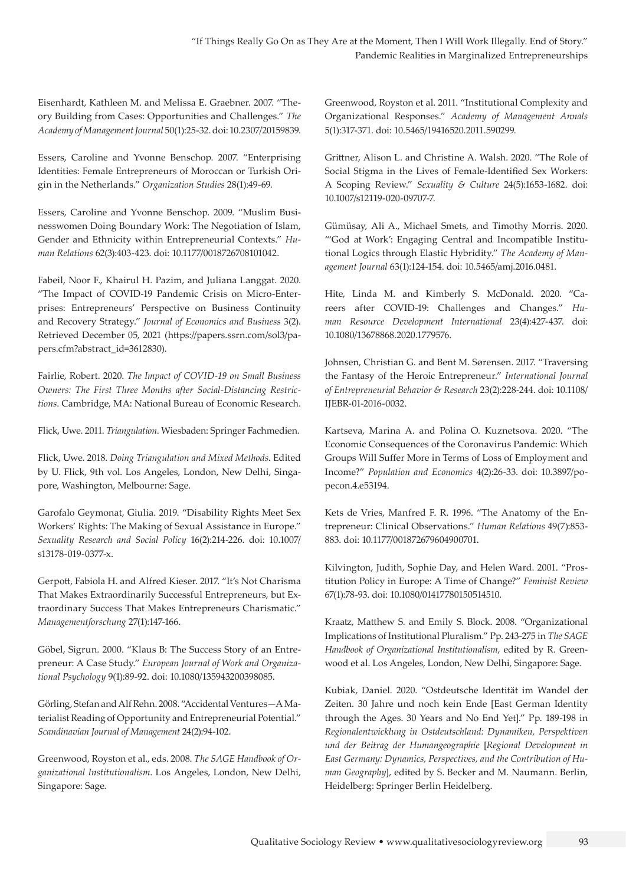Eisenhardt, Kathleen M. and Melissa E. Graebner. 2007. "Theory Building from Cases: Opportunities and Challenges." *The Academy of Management Journal* 50(1):25-32. doi: 10.2307/20159839.

Essers, Caroline and Yvonne Benschop. 2007. "Enterprising Identities: Female Entrepreneurs of Moroccan or Turkish Origin in the Netherlands." *Organization Studies* 28(1):49-69.

Essers, Caroline and Yvonne Benschop. 2009. "Muslim Businesswomen Doing Boundary Work: The Negotiation of Islam, Gender and Ethnicity within Entrepreneurial Contexts." *Human Relations* 62(3):403-423. doi: 10.1177/0018726708101042.

Fabeil, Noor F., Khairul H. Pazim, and Juliana Langgat. 2020. "The Impact of COVID-19 Pandemic Crisis on Micro-Enterprises: Entrepreneurs' Perspective on Business Continuity and Recovery Strategy." *Journal of Economics and Business* 3(2). Retrieved December 05, 2021 (https://papers.ssrn.com/sol3/papers.cfm?abstract_id=3612830).

Fairlie, Robert. 2020. *The Impact of COVID-19 on Small Business Owners: The First Three Months after Social-Distancing Restrictions*. Cambridge, MA: National Bureau of Economic Research.

Flick, Uwe. 2011. *Triangulation*. Wiesbaden: Springer Fachmedien.

Flick, Uwe. 2018. *Doing Triangulation and Mixed Methods*. Edited by U. Flick, 9th vol. Los Angeles, London, New Delhi, Singapore, Washington, Melbourne: Sage.

Garofalo Geymonat, Giulia. 2019. "Disability Rights Meet Sex Workers' Rights: The Making of Sexual Assistance in Europe." *Sexuality Research and Social Policy* 16(2):214-226. doi: 10.1007/s13178-019-0377-x.

Gerpott, Fabiola H. and Alfred Kieser. 2017. "It's Not Charisma That Makes Extraordinarily Successful Entrepreneurs, but Extraordinary Success That Makes Entrepreneurs Charismatic." *Managementforschung* 27(1):147-166.

Göbel, Sigrun. 2000. "Klaus B: The Success Story of an Entrepreneur: A Case Study." *European Journal of Work and Organizational Psychology* 9(1):89-92. doi: 10.1080/135943200398085.

Görling, Stefan and Alf Rehn. 2008. "Accidental Ventures—A Materialist Reading of Opportunity and Entrepreneurial Potential." *Scandinavian Journal of Management* 24(2):94-102.

Greenwood, Royston et al., eds. 2008. *The SAGE Handbook of Organizational Institutionalism*. Los Angeles, London, New Delhi, Singapore: Sage.

Greenwood, Royston et al. 2011. "Institutional Complexity and Organizational Responses." *Academy of Management Annals* 5(1):317-371. doi: 10.5465/19416520.2011.590299.

Grittner, Alison L. and Christine A. Walsh. 2020. "The Role of Social Stigma in the Lives of Female-Identified Sex Workers: A Scoping Review." *Sexuality & Culture* 24(5):1653-1682. doi: 10.1007/s12119-020-09707-7.

Gümüsay, Ali A., Michael Smets, and Timothy Morris. 2020. "'God at Work': Engaging Central and Incompatible Institutional Logics through Elastic Hybridity." *The Academy of Management Journal* 63(1):124-154. doi: 10.5465/amj.2016.0481.

Hite, Linda M. and Kimberly S. McDonald. 2020. "Careers after COVID-19: Challenges and Changes." *Human Resource Development International* 23(4):427-437. doi: 10.1080/13678868.2020.1779576.

Johnsen, Christian G. and Bent M. Sørensen. 2017. "Traversing the Fantasy of the Heroic Entrepreneur." *International Journal of Entrepreneurial Behavior & Research* 23(2):228-244. doi: 10.1108/IJEBR-01-2016-0032.

Kartseva, Marina A. and Polina O. Kuznetsova. 2020. "The Economic Consequences of the Coronavirus Pandemic: Which Groups Will Suffer More in Terms of Loss of Employment and Income?" *Population and Economics* 4(2):26-33. doi: 10.3897/popecon.4.e53194.

Kets de Vries, Manfred F. R. 1996. "The Anatomy of the Entrepreneur: Clinical Observations." *Human Relations* 49(7):853-883. doi: 10.1177/001872679604900701.

Kilvington, Judith, Sophie Day, and Helen Ward. 2001. "Prostitution Policy in Europe: A Time of Change?" *Feminist Review* 67(1):78-93. doi: 10.1080/01417780150514510.

Kraatz, Matthew S. and Emily S. Block. 2008. "Organizational Implications of Institutional Pluralism." Pp. 243-275 in *The SAGE Handbook of Organizational Institutionalism*, edited by R. Greenwood et al. Los Angeles, London, New Delhi, Singapore: Sage.

Kubiak, Daniel. 2020. "Ostdeutsche Identität im Wandel der Zeiten. 30 Jahre und noch kein Ende [East German Identity through the Ages. 30 Years and No End Yet]." Pp. 189-198 in *Regionalentwicklung in Ostdeutschland: Dynamiken, Perspektiven und der Beitrag der Humangeographie* [*Regional Development in East Germany: Dynamics, Perspectives, and the Contribution of Human Geography*], edited by S. Becker and M. Naumann. Berlin, Heidelberg: Springer Berlin Heidelberg.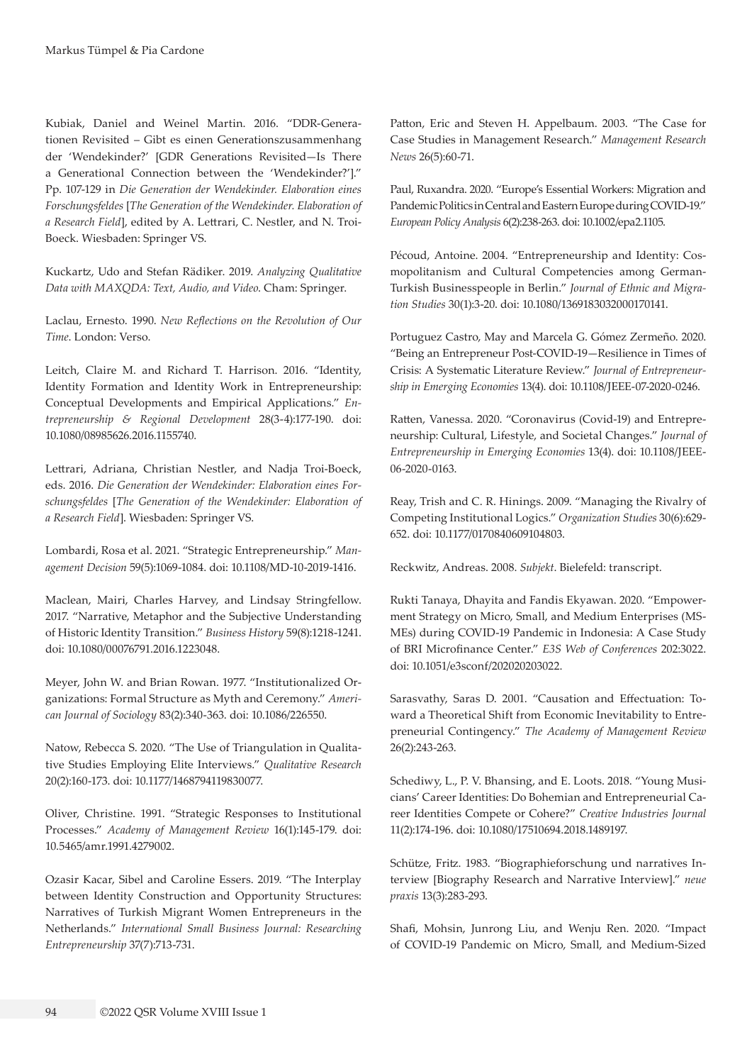Kubiak, Daniel and Weinel Martin. 2016. "DDR-Generationen Revisited – Gibt es einen Generationszusammenhang der 'Wendekinder?' [GDR Generations Revisited—Is There a Generational Connection between the 'Wendekinder?']." Pp. 107-129 in *Die Generation der Wendekinder. Elaboration eines Forschungsfeldes* [*The Generation of the Wendekinder. Elaboration of a Research Field*], edited by A. Lettrari, C. Nestler, and N. Troi-Boeck. Wiesbaden: Springer VS.

Kuckartz, Udo and Stefan Rädiker. 2019. *Analyzing Qualitative Data with MAXQDA: Text, Audio, and Video*. Cham: Springer.

Laclau, Ernesto. 1990. *New Reflections on the Revolution of Our Time*. London: Verso.

Leitch, Claire M. and Richard T. Harrison. 2016. "Identity, Identity Formation and Identity Work in Entrepreneurship: Conceptual Developments and Empirical Applications." *Entrepreneurship & Regional Development* 28(3-4):177-190. doi: 10.1080/08985626.2016.1155740.

Lettrari, Adriana, Christian Nestler, and Nadja Troi-Boeck, eds. 2016. *Die Generation der Wendekinder: Elaboration eines Forschungsfeldes* [*The Generation of the Wendekinder: Elaboration of a Research Field*]. Wiesbaden: Springer VS.

Lombardi, Rosa et al. 2021. "Strategic Entrepreneurship." *Management Decision* 59(5):1069-1084. doi: 10.1108/MD-10-2019-1416.

Maclean, Mairi, Charles Harvey, and Lindsay Stringfellow. 2017. "Narrative, Metaphor and the Subjective Understanding of Historic Identity Transition." *Business History* 59(8):1218-1241. doi: 10.1080/00076791.2016.1223048.

Meyer, John W. and Brian Rowan. 1977. "Institutionalized Organizations: Formal Structure as Myth and Ceremony." *American Journal of Sociology* 83(2):340-363. doi: 10.1086/226550.

Natow, Rebecca S. 2020. "The Use of Triangulation in Qualitative Studies Employing Elite Interviews." *Qualitative Research* 20(2):160-173. doi: 10.1177/1468794119830077.

Oliver, Christine. 1991. "Strategic Responses to Institutional Processes." *Academy of Management Review* 16(1):145-179. doi: 10.5465/amr.1991.4279002.

Ozasir Kacar, Sibel and Caroline Essers. 2019. "The Interplay between Identity Construction and Opportunity Structures: Narratives of Turkish Migrant Women Entrepreneurs in the Netherlands." *International Small Business Journal: Researching Entrepreneurship* 37(7):713-731.

Patton, Eric and Steven H. Appelbaum. 2003. "The Case for Case Studies in Management Research." *Management Research News* 26(5):60-71.

Paul, Ruxandra. 2020. "Europe's Essential Workers: Migration and Pandemic Politics in Central and Eastern Europe during COVID-19." *European Policy Analysis* 6(2):238-263. doi: 10.1002/epa2.1105.

Pécoud, Antoine. 2004. "Entrepreneurship and Identity: Cosmopolitanism and Cultural Competencies among German-Turkish Businesspeople in Berlin." *Journal of Ethnic and Migration Studies* 30(1):3-20. doi: 10.1080/1369183032000170141.

Portuguez Castro, May and Marcela G. Gómez Zermeño. 2020. "Being an Entrepreneur Post-COVID-19—Resilience in Times of Crisis: A Systematic Literature Review." *Journal of Entrepreneurship in Emerging Economies* 13(4). doi: 10.1108/JEEE-07-2020-0246.

Ratten, Vanessa. 2020. "Coronavirus (Covid-19) and Entrepreneurship: Cultural, Lifestyle, and Societal Changes." *Journal of Entrepreneurship in Emerging Economies* 13(4). doi: 10.1108/JEEE-06-2020-0163.

Reay, Trish and C. R. Hinings. 2009. "Managing the Rivalry of Competing Institutional Logics." *Organization Studies* 30(6):629-652. doi: 10.1177/0170840609104803.

Reckwitz, Andreas. 2008. *Subjekt*. Bielefeld: transcript.

Rukti Tanaya, Dhayita and Fandis Ekyawan. 2020. "Empowerment Strategy on Micro, Small, and Medium Enterprises (MSMEs) during COVID-19 Pandemic in Indonesia: A Case Study of BRI Microfinance Center." *E3S Web of Conferences* 202:3022. doi: 10.1051/e3sconf/202020203022.

Sarasvathy, Saras D. 2001. "Causation and Effectuation: Toward a Theoretical Shift from Economic Inevitability to Entrepreneurial Contingency." *The Academy of Management Review* 26(2):243-263.

Schediwy, L., P. V. Bhansing, and E. Loots. 2018. "Young Musicians' Career Identities: Do Bohemian and Entrepreneurial Career Identities Compete or Cohere?" *Creative Industries Journal* 11(2):174-196. doi: 10.1080/17510694.2018.1489197.

Schütze, Fritz. 1983. "Biographieforschung und narratives Interview [Biography Research and Narrative Interview]." *neue praxis* 13(3):283-293.

Shafi, Mohsin, Junrong Liu, and Wenju Ren. 2020. "Impact of COVID-19 Pandemic on Micro, Small, and Medium-Sized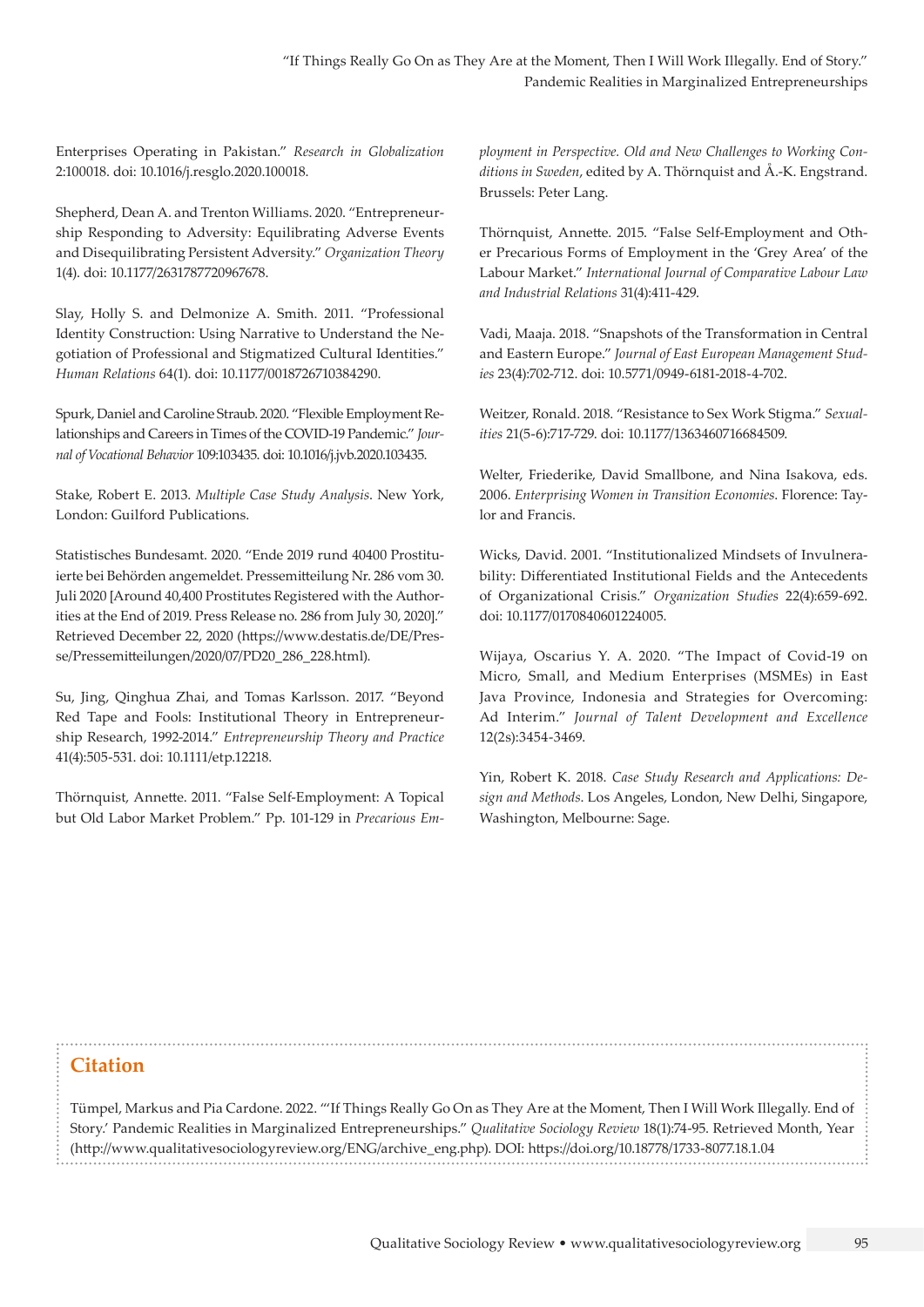Enterprises Operating in Pakistan." *Research in Globalization* 2:100018. doi: 10.1016/j.resglo.2020.100018.

Shepherd, Dean A. and Trenton Williams. 2020. "Entrepreneurship Responding to Adversity: Equilibrating Adverse Events and Disequilibrating Persistent Adversity." *Organization Theory* 1(4). doi: 10.1177/2631787720967678.

Slay, Holly S. and Delmonize A. Smith. 2011. "Professional Identity Construction: Using Narrative to Understand the Negotiation of Professional and Stigmatized Cultural Identities." *Human Relations* 64(1). doi: 10.1177/0018726710384290.

Spurk, Daniel and Caroline Straub. 2020. "Flexible Employment Relationships and Careers in Times of the COVID-19 Pandemic." *Journal of Vocational Behavior* 109:103435. doi: 10.1016/j.jvb.2020.103435.

Stake, Robert E. 2013. *Multiple Case Study Analysis*. New York, London: Guilford Publications.

Statistisches Bundesamt. 2020. "Ende 2019 rund 40400 Prostituierte bei Behörden angemeldet. Pressemitteilung Nr. 286 vom 30. Juli 2020 [Around 40,400 Prostitutes Registered with the Authorities at the End of 2019. Press Release no. 286 from July 30, 2020]." Retrieved December 22, 2020 (https://www.destatis.de/DE/Presse/Pressemitteilungen/2020/07/PD20_286_228.html).

Su, Jing, Qinghua Zhai, and Tomas Karlsson. 2017. "Beyond Red Tape and Fools: Institutional Theory in Entrepreneurship Research, 1992-2014." *Entrepreneurship Theory and Practice* 41(4):505-531. doi: 10.1111/etp.12218.

Thörnquist, Annette. 2011. "False Self-Employment: A Topical but Old Labor Market Problem." Pp. 101-129 in *Precarious Employment in Perspective. Old and New Challenges to Working Conditions in Sweden*, edited by A. Thörnquist and Å.-K. Engstrand. Brussels: Peter Lang.

Thörnquist, Annette. 2015. "False Self-Employment and Other Precarious Forms of Employment in the 'Grey Area' of the Labour Market." *International Journal of Comparative Labour Law and Industrial Relations* 31(4):411-429.

Vadi, Maaja. 2018. "Snapshots of the Transformation in Central and Eastern Europe." *Journal of East European Management Studies* 23(4):702-712. doi: 10.5771/0949-6181-2018-4-702.

Weitzer, Ronald. 2018. "Resistance to Sex Work Stigma." *Sexualities* 21(5-6):717-729. doi: 10.1177/1363460716684509.

Welter, Friederike, David Smallbone, and Nina Isakova, eds. 2006. *Enterprising Women in Transition Economies*. Florence: Taylor and Francis.

Wicks, David. 2001. "Institutionalized Mindsets of Invulnerability: Differentiated Institutional Fields and the Antecedents of Organizational Crisis." *Organization Studies* 22(4):659-692. doi: 10.1177/0170840601224005.

Wijaya, Oscarius Y. A. 2020. "The Impact of Covid-19 on Micro, Small, and Medium Enterprises (MSMEs) in East Java Province, Indonesia and Strategies for Overcoming: Ad Interim." *Journal of Talent Development and Excellence* 12(2s):3454-3469.

Yin, Robert K. 2018. *Case Study Research and Applications: Design and Methods*. Los Angeles, London, New Delhi, Singapore, Washington, Melbourne: Sage.

## Citation

Tümpel, Markus and Pia Cardone. 2022. "'If Things Really Go On as They Are at the Moment, Then I Will Work Illegally. End of Story.' Pandemic Realities in Marginalized Entrepreneurships." *Qualitative Sociology Review* 18(1):74-95. Retrieved Month, Year (http://www.qualitativesociologyreview.org/ENG/archive_eng.php). DOI: https://doi.org/10.18778/1733-8077.18.1.04